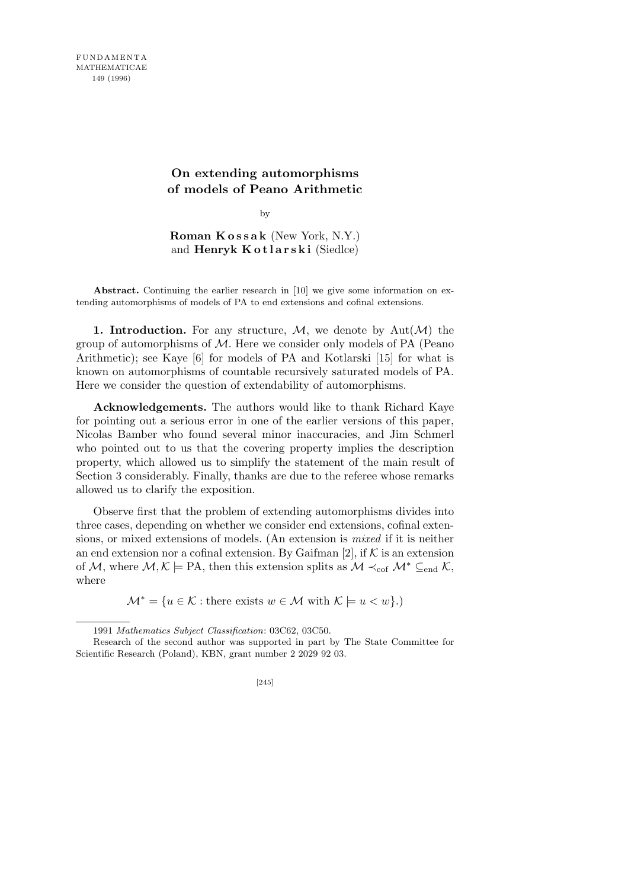# On extending automorphisms of models of Peano Arithmetic

by

**Roman Kossak** (New York, N.Y.)
and **Henryk Kotlarski** (Siedlce)

**Abstract.** Continuing the earlier research in [10] we give some information on extending automorphisms of models of PA to end extensions and cofinal extensions.

**1. Introduction.** For any structure, $\mathcal{M}$, we denote by $\mathrm{Aut}(\mathcal{M})$ the group of automorphisms of $\mathcal{M}$. Here we consider only models of PA (Peano Arithmetic); see Kaye [6] for models of PA and Kotlarski [15] for what is known on automorphisms of countable recursively saturated models of PA. Here we consider the question of extendability of automorphisms.

**Acknowledgements.** The authors would like to thank Richard Kaye for pointing out a serious error in one of the earlier versions of this paper, Nicolas Bamber who found several minor inaccuracies, and Jim Schmerl who pointed out to us that the covering property implies the description property, which allowed us to simplify the statement of the main result of Section 3 considerably. Finally, thanks are due to the referee whose remarks allowed us to clarify the exposition.

Observe first that the problem of extending automorphisms divides into three cases, depending on whether we consider end extensions, cofinal extensions, or mixed extensions of models. (An extension is *mixed* if it is neither an end extension nor a cofinal extension. By Gaifman [2], if $\mathcal{K}$ is an extension of $\mathcal{M}$, where $\mathcal{M}, \mathcal{K} \models \mathrm{PA}$, then this extension splits as $\mathcal{M} \prec_{\mathrm{cof}} \mathcal{M}^* \subseteq_{\mathrm{end}} \mathcal{K}$, where

$$\mathcal{M}^* = \{u \in \mathcal{K} : \text{there exists } w \in \mathcal{M} \text{ with } \mathcal{K} \models u < w\}.)$$

---

1991 *Mathematics Subject Classification*: 03C62, 03C50.

Research of the second author was supported in part by The State Committee for Scientific Research (Poland), KBN, grant number 2 2029 92 03.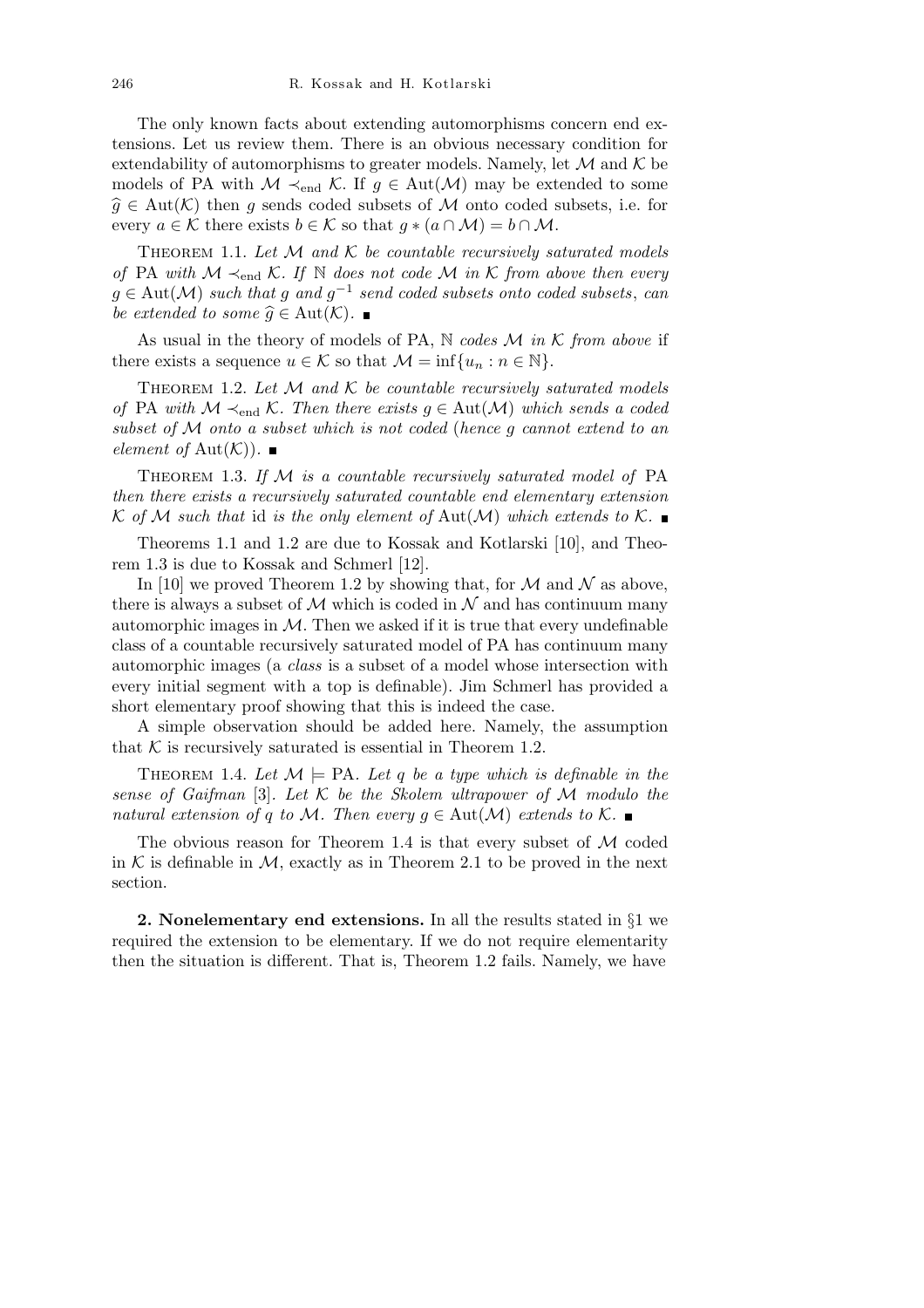The only known facts about extending automorphisms concern end extensions. Let us review them. There is an obvious necessary condition for extendability of automorphisms to greater models. Namely, let $\mathcal{M}$ and $\mathcal{K}$ be models of PA with $\mathcal{M} \prec_{\mathrm{end}} \mathcal{K}$. If $g \in \mathrm{Aut}(\mathcal{M})$ may be extended to some $\widehat{g} \in \mathrm{Aut}(\mathcal{K})$ then $g$ sends coded subsets of $\mathcal{M}$ onto coded subsets, i.e. for every $a \in \mathcal{K}$ there exists $b \in \mathcal{K}$ so that $g * (a \cap \mathcal{M}) = b \cap \mathcal{M}$.

Theorem 1.1. *Let $\mathcal{M}$ and $\mathcal{K}$ be countable recursively saturated models of* PA *with $\mathcal{M} \prec_{\mathrm{end}} \mathcal{K}$. If $\mathbb{N}$ does not code $\mathcal{M}$ in $\mathcal{K}$ from above then every $g \in \mathrm{Aut}(\mathcal{M})$ such that $g$ and $g^{-1}$ send coded subsets onto coded subsets, can be extended to some $\widehat{g} \in \mathrm{Aut}(\mathcal{K})$.* ∎

As usual in the theory of models of PA, $\mathbb{N}$ *codes $\mathcal{M}$ in $\mathcal{K}$ from above* if there exists a sequence $u \in \mathcal{K}$ so that $\mathcal{M} = \inf\{u_n : n \in \mathbb{N}\}$.

Theorem 1.2. *Let $\mathcal{M}$ and $\mathcal{K}$ be countable recursively saturated models of* PA *with $\mathcal{M} \prec_{\mathrm{end}} \mathcal{K}$. Then there exists $g \in \mathrm{Aut}(\mathcal{M})$ which sends a coded subset of $\mathcal{M}$ onto a subset which is not coded* (*hence $g$ cannot extend to an element of $\mathrm{Aut}(\mathcal{K})$*). ∎

Theorem 1.3. *If $\mathcal{M}$ is a countable recursively saturated model of* PA *then there exists a recursively saturated countable end elementary extension $\mathcal{K}$ of $\mathcal{M}$ such that* id *is the only element of $\mathrm{Aut}(\mathcal{M})$ which extends to $\mathcal{K}$.* ∎

Theorems 1.1 and 1.2 are due to Kossak and Kotlarski [10], and Theorem 1.3 is due to Kossak and Schmerl [12].

In [10] we proved Theorem 1.2 by showing that, for $\mathcal{M}$ and $\mathcal{N}$ as above, there is always a subset of $\mathcal{M}$ which is coded in $\mathcal{N}$ and has continuum many automorphic images in $\mathcal{M}$. Then we asked if it is true that every undefinable class of a countable recursively saturated model of PA has continuum many automorphic images (a *class* is a subset of a model whose intersection with every initial segment with a top is definable). Jim Schmerl has provided a short elementary proof showing that this is indeed the case.

A simple observation should be added here. Namely, the assumption that $\mathcal{K}$ is recursively saturated is essential in Theorem 1.2.

Theorem 1.4. *Let $\mathcal{M} \models$ PA. Let $q$ be a type which is definable in the sense of Gaifman* [3]. *Let $\mathcal{K}$ be the Skolem ultrapower of $\mathcal{M}$ modulo the natural extension of $q$ to $\mathcal{M}$. Then every $g \in \mathrm{Aut}(\mathcal{M})$ extends to $\mathcal{K}$.* ∎

The obvious reason for Theorem 1.4 is that every subset of $\mathcal{M}$ coded in $\mathcal{K}$ is definable in $\mathcal{M}$, exactly as in Theorem 2.1 to be proved in the next section.

**2. Nonelementary end extensions.** In all the results stated in §1 we required the extension to be elementary. If we do not require elementarity then the situation is different. That is, Theorem 1.2 fails. Namely, we have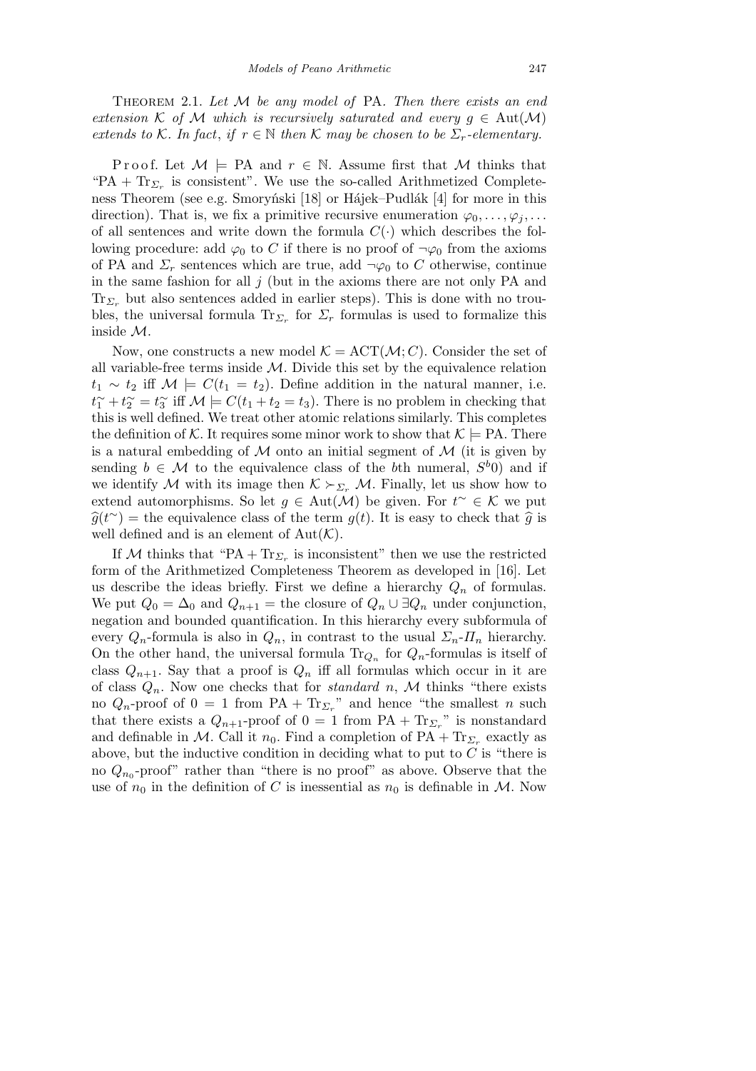THEOREM 2.1. *Let $\mathcal{M}$ be any model of* PA. *Then there exists an end extension $\mathcal{K}$ of $\mathcal{M}$ which is recursively saturated and every $g \in \operatorname{Aut}(\mathcal{M})$ extends to $\mathcal{K}$. In fact*, *if $r \in \mathbb{N}$ then $\mathcal{K}$ may be chosen to be $\Sigma_r$-elementary.*

Proof. Let $\mathcal{M} \models \mathrm{PA}$ and $r \in \mathbb{N}$. Assume first that $\mathcal{M}$ thinks that "$\mathrm{PA} + \mathrm{Tr}_{\Sigma_r}$ is consistent". We use the so-called Arithmetized Completeness Theorem (see e.g. Smoryński [18] or Hájek–Pudlák [4] for more in this direction). That is, we fix a primitive recursive enumeration $\varphi_0, \ldots, \varphi_j, \ldots$ of all sentences and write down the formula $C(\cdot)$ which describes the following procedure: add $\varphi_0$ to $C$ if there is no proof of $\neg\varphi_0$ from the axioms of PA and $\Sigma_r$ sentences which are true, add $\neg\varphi_0$ to $C$ otherwise, continue in the same fashion for all $j$ (but in the axioms there are not only PA and $\mathrm{Tr}_{\Sigma_r}$ but also sentences added in earlier steps). This is done with no troubles, the universal formula $\mathrm{Tr}_{\Sigma_r}$ for $\Sigma_r$ formulas is used to formalize this inside $\mathcal{M}$.

Now, one constructs a new model $\mathcal{K} = \mathrm{ACT}(\mathcal{M}; C)$. Consider the set of all variable-free terms inside $\mathcal{M}$. Divide this set by the equivalence relation $t_1 \sim t_2$ iff $\mathcal{M} \models C(t_1 = t_2)$. Define addition in the natural manner, i.e. $t_1^{\sim} + t_2^{\sim} = t_3^{\sim}$ iff $\mathcal{M} \models C(t_1 + t_2 = t_3)$. There is no problem in checking that this is well defined. We treat other atomic relations similarly. This completes the definition of $\mathcal{K}$. It requires some minor work to show that $\mathcal{K} \models \mathrm{PA}$. There is a natural embedding of $\mathcal{M}$ onto an initial segment of $\mathcal{M}$ (it is given by sending $b \in \mathcal{M}$ to the equivalence class of the $b$th numeral, $S^b 0$) and if we identify $\mathcal{M}$ with its image then $\mathcal{K} \succ_{\Sigma_r} \mathcal{M}$. Finally, let us show how to extend automorphisms. So let $g \in \operatorname{Aut}(\mathcal{M})$ be given. For $t^{\sim} \in \mathcal{K}$ we put $\widehat{g}(t^{\sim}) =$ the equivalence class of the term $g(t)$. It is easy to check that $\widehat{g}$ is well defined and is an element of $\operatorname{Aut}(\mathcal{K})$.

If $\mathcal{M}$ thinks that "$\mathrm{PA} + \mathrm{Tr}_{\Sigma_r}$ is inconsistent" then we use the restricted form of the Arithmetized Completeness Theorem as developed in [16]. Let us describe the ideas briefly. First we define a hierarchy $Q_n$ of formulas. We put $Q_0 = \Delta_0$ and $Q_{n+1} =$ the closure of $Q_n \cup \exists Q_n$ under conjunction, negation and bounded quantification. In this hierarchy every subformula of every $Q_n$-formula is also in $Q_n$, in contrast to the usual $\Sigma_n$-$\Pi_n$ hierarchy. On the other hand, the universal formula $\mathrm{Tr}_{Q_n}$ for $Q_n$-formulas is itself of class $Q_{n+1}$. Say that a proof is $Q_n$ iff all formulas which occur in it are of class $Q_n$. Now one checks that for *standard* $n$, $\mathcal{M}$ thinks "there exists no $Q_n$-proof of $0 = 1$ from $\mathrm{PA} + \mathrm{Tr}_{\Sigma_r}$" and hence "the smallest $n$ such that there exists a $Q_{n+1}$-proof of $0 = 1$ from $\mathrm{PA} + \mathrm{Tr}_{\Sigma_r}$" is nonstandard and definable in $\mathcal{M}$. Call it $n_0$. Find a completion of $\mathrm{PA} + \mathrm{Tr}_{\Sigma_r}$ exactly as above, but the inductive condition in deciding what to put to $C$ is "there is no $Q_{n_0}$-proof" rather than "there is no proof" as above. Observe that the use of $n_0$ in the definition of $C$ is inessential as $n_0$ is definable in $\mathcal{M}$. Now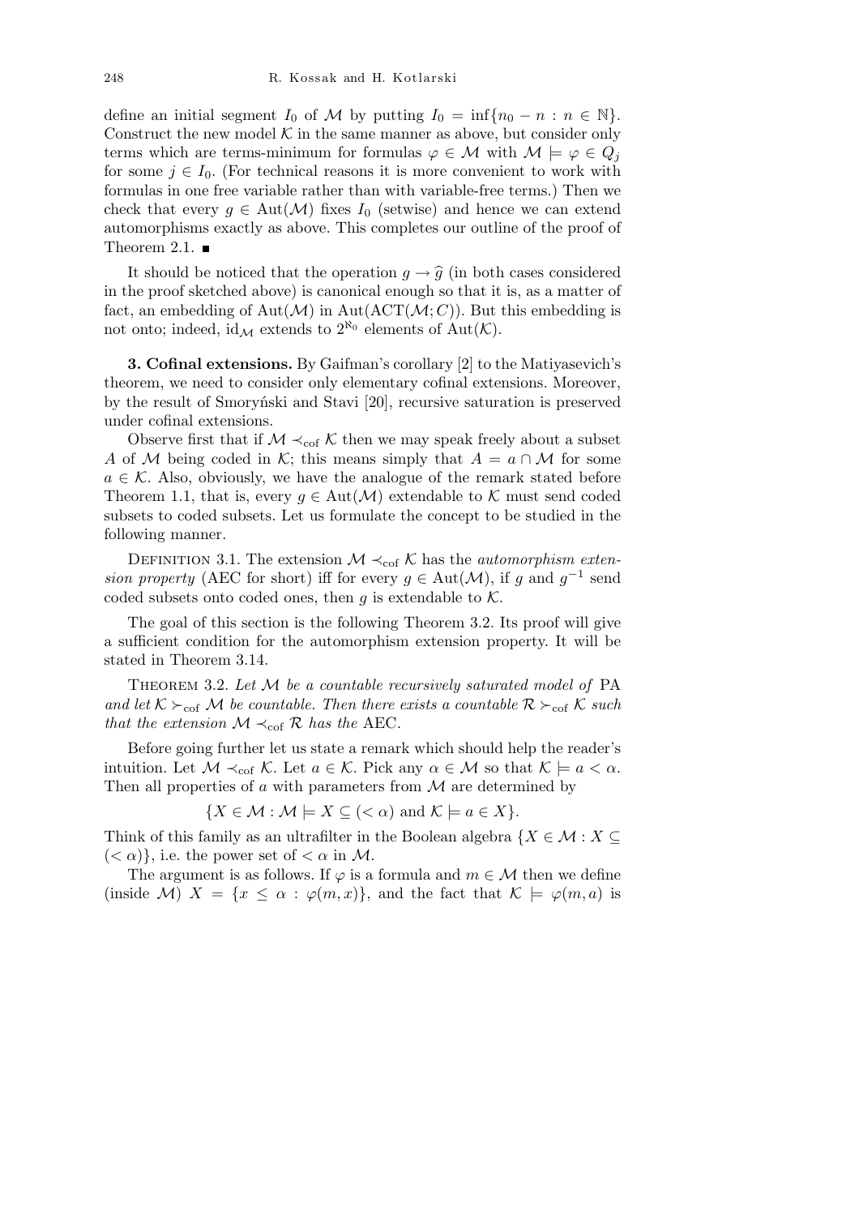define an initial segment $I_0$ of $\mathcal{M}$ by putting $I_0 = \inf\{n_0 - n : n \in \mathbb{N}\}$. Construct the new model $\mathcal{K}$ in the same manner as above, but consider only terms which are terms-minimum for formulas $\varphi \in \mathcal{M}$ with $\mathcal{M} \models \varphi \in Q_j$ for some $j \in I_0$. (For technical reasons it is more convenient to work with formulas in one free variable rather than with variable-free terms.) Then we check that every $g \in \mathrm{Aut}(\mathcal{M})$ fixes $I_0$ (setwise) and hence we can extend automorphisms exactly as above. This completes our outline of the proof of Theorem 2.1. ∎

It should be noticed that the operation $g \to \widehat{g}$ (in both cases considered in the proof sketched above) is canonical enough so that it is, as a matter of fact, an embedding of $\mathrm{Aut}(\mathcal{M})$ in $\mathrm{Aut}(\mathrm{ACT}(\mathcal{M}; C))$. But this embedding is not onto; indeed, $\mathrm{id}_{\mathcal{M}}$ extends to $2^{\aleph_0}$ elements of $\mathrm{Aut}(\mathcal{K})$.

**3. Cofinal extensions.** By Gaifman's corollary [2] to the Matiyasevich's theorem, we need to consider only elementary cofinal extensions. Moreover, by the result of Smoryński and Stavi [20], recursive saturation is preserved under cofinal extensions.

Observe first that if $\mathcal{M} \prec_{\mathrm{cof}} \mathcal{K}$ then we may speak freely about a subset $A$ of $\mathcal{M}$ being coded in $\mathcal{K}$; this means simply that $A = a \cap \mathcal{M}$ for some $a \in \mathcal{K}$. Also, obviously, we have the analogue of the remark stated before Theorem 1.1, that is, every $g \in \mathrm{Aut}(\mathcal{M})$ extendable to $\mathcal{K}$ must send coded subsets to coded subsets. Let us formulate the concept to be studied in the following manner.

Definition 3.1. The extension $\mathcal{M} \prec_{\mathrm{cof}} \mathcal{K}$ has the *automorphism extension property* (AEC for short) iff for every $g \in \mathrm{Aut}(\mathcal{M})$, if $g$ and $g^{-1}$ send coded subsets onto coded ones, then $g$ is extendable to $\mathcal{K}$.

The goal of this section is the following Theorem 3.2. Its proof will give a sufficient condition for the automorphism extension property. It will be stated in Theorem 3.14.

Theorem 3.2. *Let $\mathcal{M}$ be a countable recursively saturated model of* PA *and let $\mathcal{K} \succ_{\mathrm{cof}} \mathcal{M}$ be countable. Then there exists a countable $\mathcal{R} \succ_{\mathrm{cof}} \mathcal{K}$ such that the extension $\mathcal{M} \prec_{\mathrm{cof}} \mathcal{R}$ has the* AEC.

Before going further let us state a remark which should help the reader's intuition. Let $\mathcal{M} \prec_{\mathrm{cof}} \mathcal{K}$. Let $a \in \mathcal{K}$. Pick any $\alpha \in \mathcal{M}$ so that $\mathcal{K} \models a < \alpha$. Then all properties of $a$ with parameters from $\mathcal{M}$ are determined by

$$\{X \in \mathcal{M} : \mathcal{M} \models X \subseteq (< \alpha) \text{ and } \mathcal{K} \models a \in X\}.$$

Think of this family as an ultrafilter in the Boolean algebra $\{X \in \mathcal{M} : X \subseteq (< \alpha)\}$, i.e. the power set of $< \alpha$ in $\mathcal{M}$.

The argument is as follows. If $\varphi$ is a formula and $m \in \mathcal{M}$ then we define (inside $\mathcal{M}$) $X = \{x \leq \alpha : \varphi(m, x)\}$, and the fact that $\mathcal{K} \models \varphi(m, a)$ is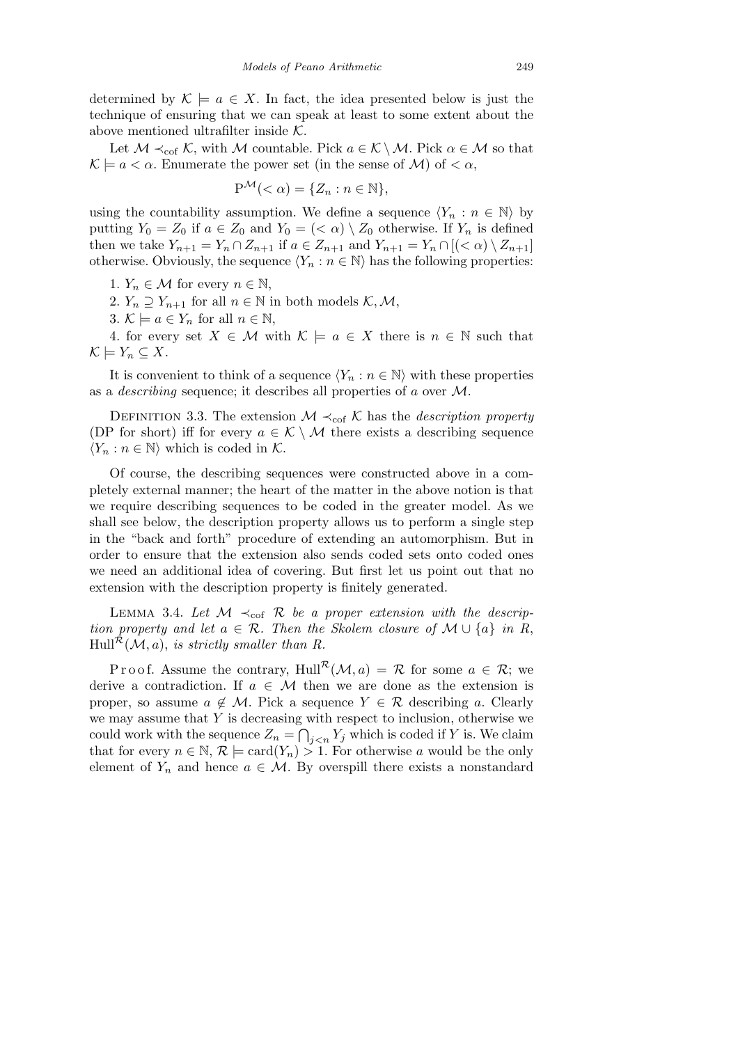determined by $\mathcal{K} \models a \in X$. In fact, the idea presented below is just the technique of ensuring that we can speak at least to some extent about the above mentioned ultrafilter inside $\mathcal{K}$.

Let $\mathcal{M} \prec_{\rm cof} \mathcal{K}$, with $\mathcal{M}$ countable. Pick $a \in \mathcal{K} \setminus \mathcal{M}$. Pick $\alpha \in \mathcal{M}$ so that $\mathcal{K} \models a < \alpha$. Enumerate the power set (in the sense of $\mathcal{M}$) of $< \alpha$,

$$\mathrm{P}^{\mathcal{M}}(< \alpha) = \{Z_n : n \in \mathbb{N}\},$$

using the countability assumption. We define a sequence $\langle Y_n : n \in \mathbb{N}\rangle$ by putting $Y_0 = Z_0$ if $a \in Z_0$ and $Y_0 = (< \alpha) \setminus Z_0$ otherwise. If $Y_n$ is defined then we take $Y_{n+1} = Y_n \cap Z_{n+1}$ if $a \in Z_{n+1}$ and $Y_{n+1} = Y_n \cap [(< \alpha) \setminus Z_{n+1}]$ otherwise. Obviously, the sequence $\langle Y_n : n \in \mathbb{N}\rangle$ has the following properties:

1. $Y_n \in \mathcal{M}$ for every $n \in \mathbb{N}$,
2. $Y_n \supseteq Y_{n+1}$ for all $n \in \mathbb{N}$ in both models $\mathcal{K}, \mathcal{M}$,
3. $\mathcal{K} \models a \in Y_n$ for all $n \in \mathbb{N}$,
4. for every set $X \in \mathcal{M}$ with $\mathcal{K} \models a \in X$ there is $n \in \mathbb{N}$ such that $\mathcal{K} \models Y_n \subseteq X$.

It is convenient to think of a sequence $\langle Y_n : n \in \mathbb{N}\rangle$ with these properties as a *describing* sequence; it describes all properties of $a$ over $\mathcal{M}$.

Definition 3.3. The extension $\mathcal{M} \prec_{\rm cof} \mathcal{K}$ has the *description property* (DP for short) iff for every $a \in \mathcal{K} \setminus \mathcal{M}$ there exists a describing sequence $\langle Y_n : n \in \mathbb{N}\rangle$ which is coded in $\mathcal{K}$.

Of course, the describing sequences were constructed above in a completely external manner; the heart of the matter in the above notion is that we require describing sequences to be coded in the greater model. As we shall see below, the description property allows us to perform a single step in the "back and forth" procedure of extending an automorphism. But in order to ensure that the extension also sends coded sets onto coded ones we need an additional idea of covering. But first let us point out that no extension with the description property is finitely generated.

Lemma 3.4. *Let $\mathcal{M} \prec_{\rm cof} \mathcal{R}$ be a proper extension with the description property and let $a \in \mathcal{R}$. Then the Skolem closure of $\mathcal{M} \cup \{a\}$ in $R$, $\mathrm{Hull}^{\mathcal{R}}(\mathcal{M}, a)$, is strictly smaller than $R$.*

Proof. Assume the contrary, $\mathrm{Hull}^{\mathcal{R}}(\mathcal{M}, a) = \mathcal{R}$ for some $a \in \mathcal{R}$; we derive a contradiction. If $a \in \mathcal{M}$ then we are done as the extension is proper, so assume $a \notin \mathcal{M}$. Pick a sequence $Y \in \mathcal{R}$ describing $a$. Clearly we may assume that $Y$ is decreasing with respect to inclusion, otherwise we could work with the sequence $Z_n = \bigcap_{j<n} Y_j$ which is coded if $Y$ is. We claim that for every $n \in \mathbb{N}$, $\mathcal{R} \models \mathrm{card}(Y_n) > 1$. For otherwise $a$ would be the only element of $Y_n$ and hence $a \in \mathcal{M}$. By overspill there exists a nonstandard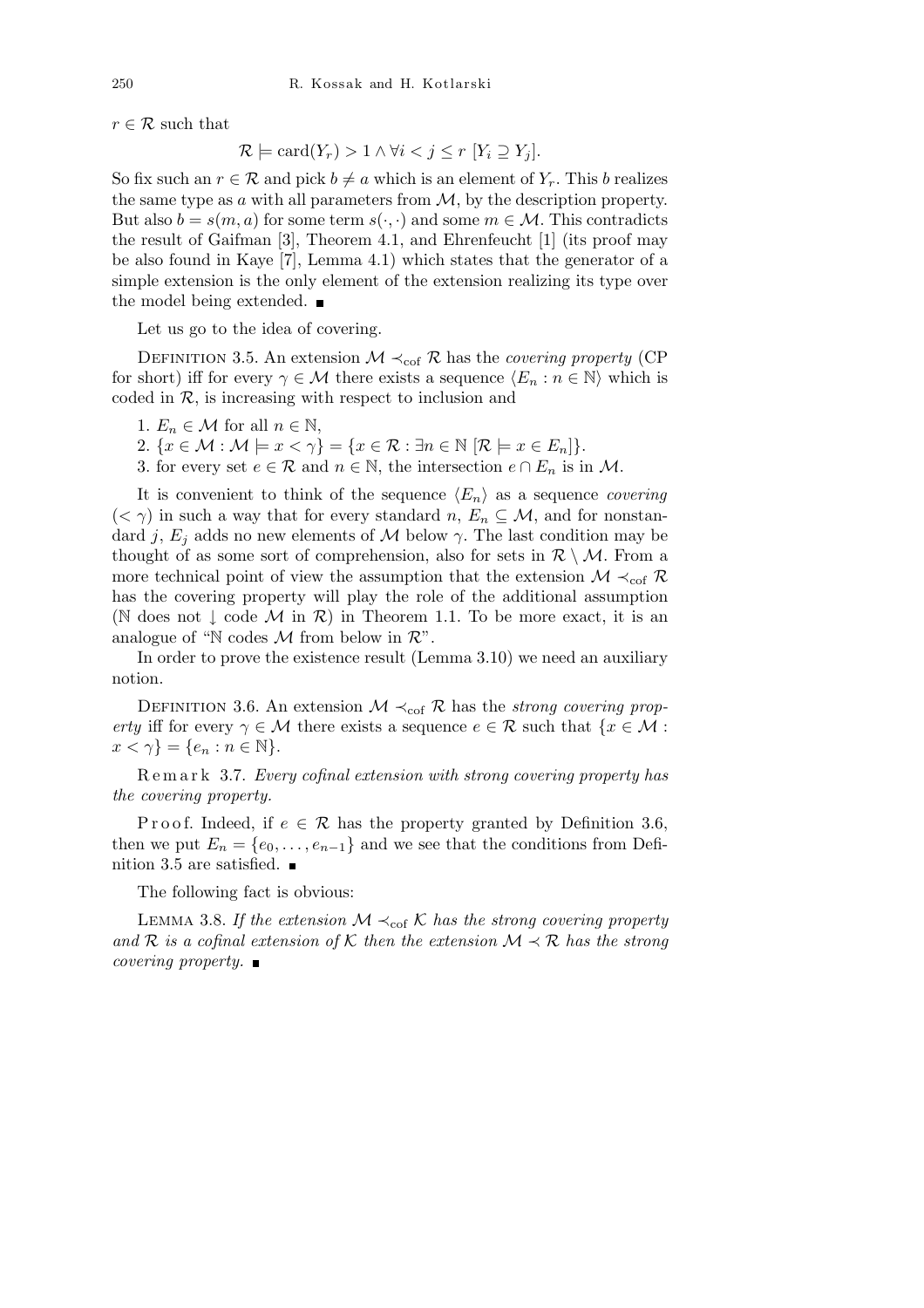$r \in \mathcal{R}$ such that

$$\mathcal{R} \models \operatorname{card}(Y_r) > 1 \wedge \forall i < j \leq r\ [Y_i \supseteq Y_j].$$

So fix such an $r \in \mathcal{R}$ and pick $b \neq a$ which is an element of $Y_r$. This $b$ realizes the same type as $a$ with all parameters from $\mathcal{M}$, by the description property. But also $b = s(m, a)$ for some term $s(\cdot,\cdot)$ and some $m \in \mathcal{M}$. This contradicts the result of Gaifman [3], Theorem 4.1, and Ehrenfeucht [1] (its proof may be also found in Kaye [7], Lemma 4.1) which states that the generator of a simple extension is the only element of the extension realizing its type over the model being extended. ∎

Let us go to the idea of covering.

Definition 3.5. An extension $\mathcal{M} \prec_{\mathrm{cof}} \mathcal{R}$ has the *covering property* (CP for short) iff for every $\gamma \in \mathcal{M}$ there exists a sequence $\langle E_n : n \in \mathbb{N}\rangle$ which is coded in $\mathcal{R}$, is increasing with respect to inclusion and

1. $E_n \in \mathcal{M}$ for all $n \in \mathbb{N}$,
2. $\{x \in \mathcal{M} : \mathcal{M} \models x < \gamma\} = \{x \in \mathcal{R} : \exists n \in \mathbb{N}\ [\mathcal{R} \models x \in E_n]\}$.
3. for every set $e \in \mathcal{R}$ and $n \in \mathbb{N}$, the intersection $e \cap E_n$ is in $\mathcal{M}$.

It is convenient to think of the sequence $\langle E_n\rangle$ as a sequence *covering* $(< \gamma)$ in such a way that for every standard $n$, $E_n \subseteq \mathcal{M}$, and for nonstandard $j$, $E_j$ adds no new elements of $\mathcal{M}$ below $\gamma$. The last condition may be thought of as some sort of comprehension, also for sets in $\mathcal{R} \setminus \mathcal{M}$. From a more technical point of view the assumption that the extension $\mathcal{M} \prec_{\mathrm{cof}} \mathcal{R}$ has the covering property will play the role of the additional assumption ($\mathbb{N}$ does not $\downarrow$ code $\mathcal{M}$ in $\mathcal{R}$) in Theorem 1.1. To be more exact, it is an analogue of "$\mathbb{N}$ codes $\mathcal{M}$ from below in $\mathcal{R}$".

In order to prove the existence result (Lemma 3.10) we need an auxiliary notion.

Definition 3.6. An extension $\mathcal{M} \prec_{\mathrm{cof}} \mathcal{R}$ has the *strong covering property* iff for every $\gamma \in \mathcal{M}$ there exists a sequence $e \in \mathcal{R}$ such that $\{x \in \mathcal{M} : x < \gamma\} = \{e_n : n \in \mathbb{N}\}$.

Remark 3.7. *Every cofinal extension with strong covering property has the covering property.*

Proof. Indeed, if $e \in \mathcal{R}$ has the property granted by Definition 3.6, then we put $E_n = \{e_0, \ldots, e_{n-1}\}$ and we see that the conditions from Definition 3.5 are satisfied. ∎

The following fact is obvious:

Lemma 3.8. *If the extension $\mathcal{M} \prec_{\mathrm{cof}} \mathcal{K}$ has the strong covering property and $\mathcal{R}$ is a cofinal extension of $\mathcal{K}$ then the extension $\mathcal{M} \prec \mathcal{R}$ has the strong covering property.* ∎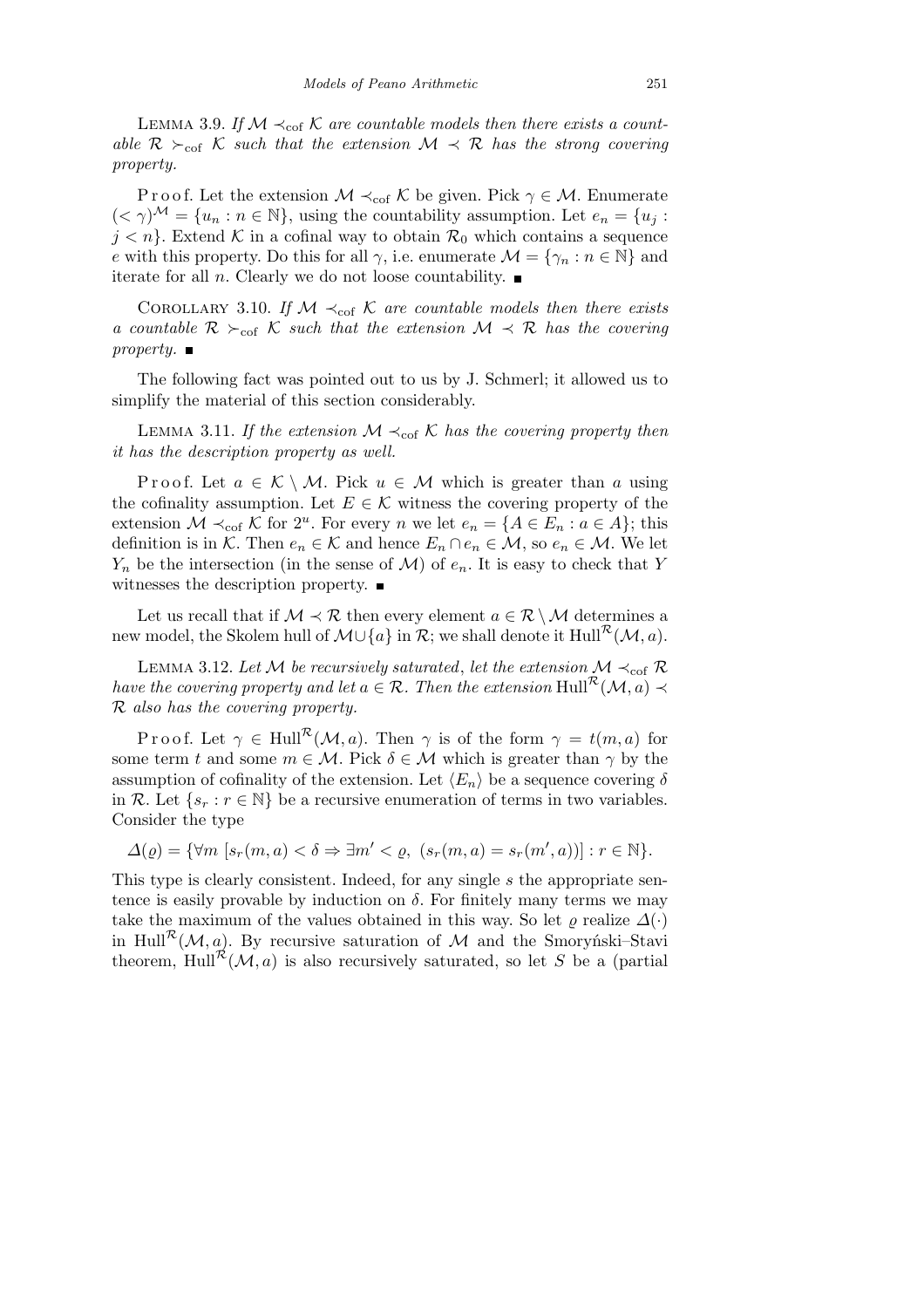Lemma 3.9. *If $\mathcal{M} \prec_{\rm cof} \mathcal{K}$ are countable models then there exists a countable $\mathcal{R} \succ_{\rm cof} \mathcal{K}$ such that the extension $\mathcal{M} \prec \mathcal{R}$ has the strong covering property.*

Proof. Let the extension $\mathcal{M} \prec_{\rm cof} \mathcal{K}$ be given. Pick $\gamma \in \mathcal{M}$. Enumerate $(<\gamma)^{\mathcal{M}} = \{u_n : n \in \mathbb{N}\}$, using the countability assumption. Let $e_n = \{u_j : j < n\}$. Extend $\mathcal{K}$ in a cofinal way to obtain $\mathcal{R}_0$ which contains a sequence $e$ with this property. Do this for all $\gamma$, i.e. enumerate $\mathcal{M} = \{\gamma_n : n \in \mathbb{N}\}$ and iterate for all $n$. Clearly we do not loose countability. ∎

Corollary 3.10. *If $\mathcal{M} \prec_{\rm cof} \mathcal{K}$ are countable models then there exists a countable $\mathcal{R} \succ_{\rm cof} \mathcal{K}$ such that the extension $\mathcal{M} \prec \mathcal{R}$ has the covering property.* ∎

The following fact was pointed out to us by J. Schmerl; it allowed us to simplify the material of this section considerably.

Lemma 3.11. *If the extension $\mathcal{M} \prec_{\rm cof} \mathcal{K}$ has the covering property then it has the description property as well.*

Proof. Let $a \in \mathcal{K} \setminus \mathcal{M}$. Pick $u \in \mathcal{M}$ which is greater than $a$ using the cofinality assumption. Let $E \in \mathcal{K}$ witness the covering property of the extension $\mathcal{M} \prec_{\rm cof} \mathcal{K}$ for $2^u$. For every $n$ we let $e_n = \{A \in E_n : a \in A\}$; this definition is in $\mathcal{K}$. Then $e_n \in \mathcal{K}$ and hence $E_n \cap e_n \in \mathcal{M}$, so $e_n \in \mathcal{M}$. We let $Y_n$ be the intersection (in the sense of $\mathcal{M}$) of $e_n$. It is easy to check that $Y$ witnesses the description property. ∎

Let us recall that if $\mathcal{M} \prec \mathcal{R}$ then every element $a \in \mathcal{R} \setminus \mathcal{M}$ determines a new model, the Skolem hull of $\mathcal{M} \cup \{a\}$ in $\mathcal{R}$; we shall denote it $\mathrm{Hull}^{\mathcal{R}}(\mathcal{M}, a)$.

Lemma 3.12. *Let $\mathcal{M}$ be recursively saturated, let the extension $\mathcal{M} \prec_{\rm cof} \mathcal{R}$ have the covering property and let $a \in \mathcal{R}$. Then the extension $\mathrm{Hull}^{\mathcal{R}}(\mathcal{M}, a) \prec \mathcal{R}$ also has the covering property.*

Proof. Let $\gamma \in \mathrm{Hull}^{\mathcal{R}}(\mathcal{M}, a)$. Then $\gamma$ is of the form $\gamma = t(m, a)$ for some term $t$ and some $m \in \mathcal{M}$. Pick $\delta \in \mathcal{M}$ which is greater than $\gamma$ by the assumption of cofinality of the extension. Let $\langle E_n \rangle$ be a sequence covering $\delta$ in $\mathcal{R}$. Let $\{s_r : r \in \mathbb{N}\}$ be a recursive enumeration of terms in two variables. Consider the type

$$\Delta(\varrho) = \{\forall m\ [s_r(m, a) < \delta \Rightarrow \exists m' < \varrho,\ (s_r(m, a) = s_r(m', a))] : r \in \mathbb{N}\}.$$

This type is clearly consistent. Indeed, for any single $s$ the appropriate sentence is easily provable by induction on $\delta$. For finitely many terms we may take the maximum of the values obtained in this way. So let $\varrho$ realize $\Delta(\cdot)$ in $\mathrm{Hull}^{\mathcal{R}}(\mathcal{M}, a)$. By recursive saturation of $\mathcal{M}$ and the Smoryński–Stavi theorem, $\mathrm{Hull}^{\mathcal{R}}(\mathcal{M}, a)$ is also recursively saturated, so let $S$ be a (partial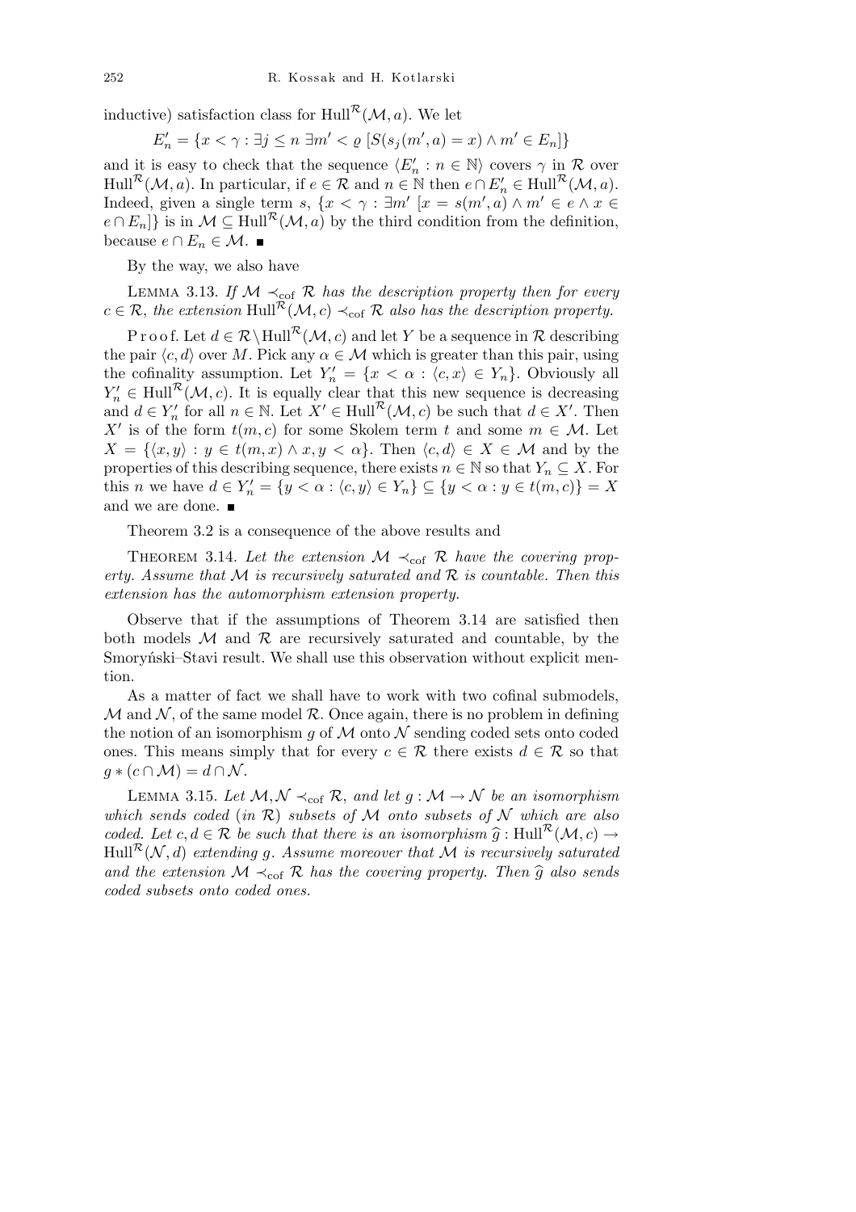inductive) satisfaction class for $\mathrm{Hull}^{\mathcal{R}}(\mathcal{M}, a)$. We let

$$E'_n = \{x < \gamma : \exists j \le n \ \exists m' < \varrho \ [S(s_j(m', a) = x) \wedge m' \in E_n]\}$$

and it is easy to check that the sequence $\langle E'_n : n \in \mathbb{N} \rangle$ covers $\gamma$ in $\mathcal{R}$ over $\mathrm{Hull}^{\mathcal{R}}(\mathcal{M}, a)$. In particular, if $e \in \mathcal{R}$ and $n \in \mathbb{N}$ then $e \cap E'_n \in \mathrm{Hull}^{\mathcal{R}}(\mathcal{M}, a)$. Indeed, given a single term $s$, $\{x < \gamma : \exists m' \ [x = s(m', a) \wedge m' \in e \wedge x \in e \cap E_n]\}$ is in $\mathcal{M} \subseteq \mathrm{Hull}^{\mathcal{R}}(\mathcal{M}, a)$ by the third condition from the definition, because $e \cap E_n \in \mathcal{M}$. ∎

By the way, we also have

**Lemma 3.13.** *If $\mathcal{M} \prec_{\mathrm{cof}} \mathcal{R}$ has the description property then for every $c \in \mathcal{R}$, the extension $\mathrm{Hull}^{\mathcal{R}}(\mathcal{M}, c) \prec_{\mathrm{cof}} \mathcal{R}$ also has the description property.*

Proof. Let $d \in \mathcal{R} \setminus \mathrm{Hull}^{\mathcal{R}}(\mathcal{M}, c)$ and let $Y$ be a sequence in $\mathcal{R}$ describing the pair $\langle c, d \rangle$ over $M$. Pick any $\alpha \in \mathcal{M}$ which is greater than this pair, using the cofinality assumption. Let $Y'_n = \{x < \alpha : \langle c, x \rangle \in Y_n\}$. Obviously all $Y'_n \in \mathrm{Hull}^{\mathcal{R}}(\mathcal{M}, c)$. It is equally clear that this new sequence is decreasing and $d \in Y'_n$ for all $n \in \mathbb{N}$. Let $X' \in \mathrm{Hull}^{\mathcal{R}}(\mathcal{M}, c)$ be such that $d \in X'$. Then $X'$ is of the form $t(m, c)$ for some Skolem term $t$ and some $m \in \mathcal{M}$. Let $X = \{\langle x, y \rangle : y \in t(m, x) \wedge x, y < \alpha\}$. Then $\langle c, d \rangle \in X \in \mathcal{M}$ and by the properties of this describing sequence, there exists $n \in \mathbb{N}$ so that $Y_n \subseteq X$. For this $n$ we have $d \in Y'_n = \{y < \alpha : \langle c, y \rangle \in Y_n\} \subseteq \{y < \alpha : y \in t(m, c)\} = X$ and we are done. ∎

Theorem 3.2 is a consequence of the above results and

**Theorem 3.14.** *Let the extension $\mathcal{M} \prec_{\mathrm{cof}} \mathcal{R}$ have the covering property. Assume that $\mathcal{M}$ is recursively saturated and $\mathcal{R}$ is countable. Then this extension has the automorphism extension property.*

Observe that if the assumptions of Theorem 3.14 are satisfied then both models $\mathcal{M}$ and $\mathcal{R}$ are recursively saturated and countable, by the Smoryński–Stavi result. We shall use this observation without explicit mention.

As a matter of fact we shall have to work with two cofinal submodels, $\mathcal{M}$ and $\mathcal{N}$, of the same model $\mathcal{R}$. Once again, there is no problem in defining the notion of an isomorphism $g$ of $\mathcal{M}$ onto $\mathcal{N}$ sending coded sets onto coded ones. This means simply that for every $c \in \mathcal{R}$ there exists $d \in \mathcal{R}$ so that $g * (c \cap \mathcal{M}) = d \cap \mathcal{N}$.

**Lemma 3.15.** *Let $\mathcal{M}, \mathcal{N} \prec_{\mathrm{cof}} \mathcal{R}$, and let $g : \mathcal{M} \to \mathcal{N}$ be an isomorphism which sends coded (in $\mathcal{R}$) subsets of $\mathcal{M}$ onto subsets of $\mathcal{N}$ which are also coded. Let $c, d \in \mathcal{R}$ be such that there is an isomorphism $\widehat{g} : \mathrm{Hull}^{\mathcal{R}}(\mathcal{M}, c) \to \mathrm{Hull}^{\mathcal{R}}(\mathcal{N}, d)$ extending $g$. Assume moreover that $\mathcal{M}$ is recursively saturated and the extension $\mathcal{M} \prec_{\mathrm{cof}} \mathcal{R}$ has the covering property. Then $\widehat{g}$ also sends coded subsets onto coded ones.*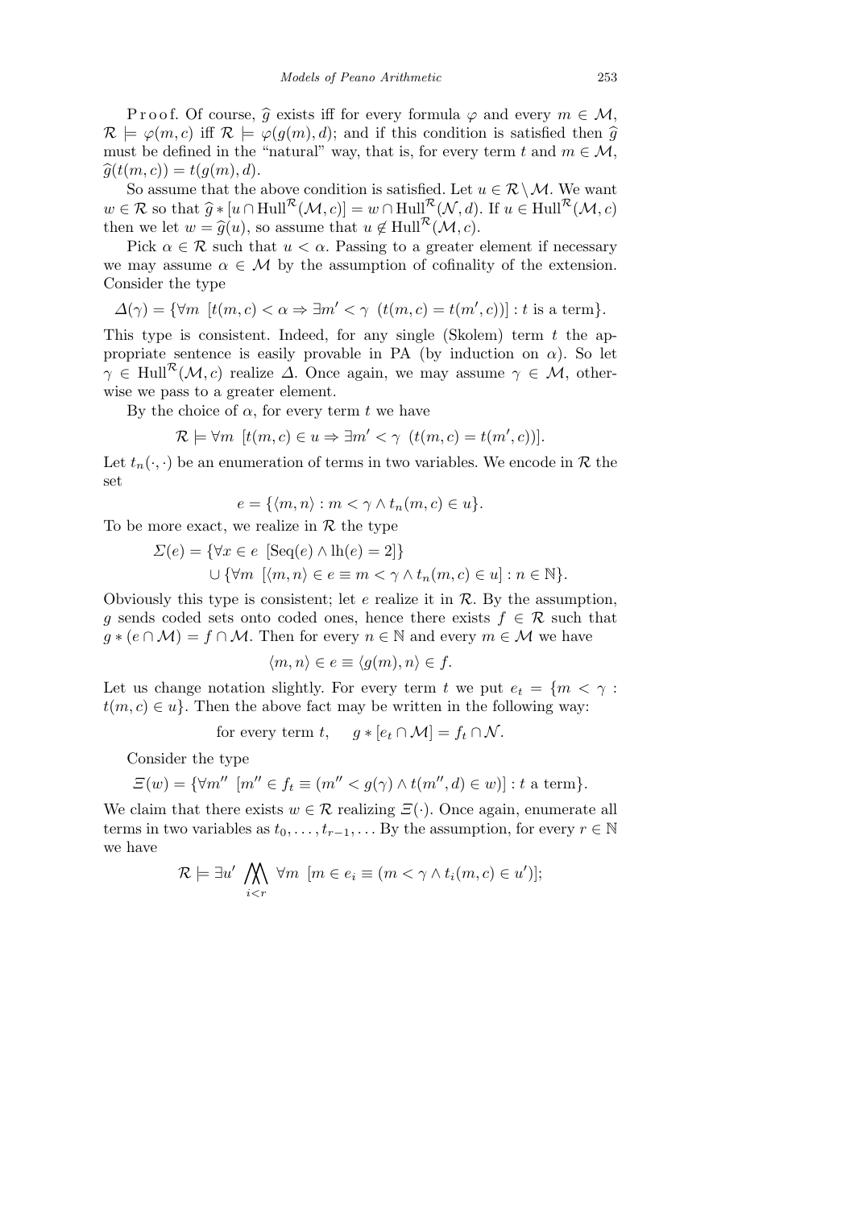P r o o f. Of course, $\widehat{g}$ exists iff for every formula $\varphi$ and every $m \in \mathcal{M}$, $\mathcal{R} \models \varphi(m,c)$ iff $\mathcal{R} \models \varphi(g(m),d)$; and if this condition is satisfied then $\widehat{g}$ must be defined in the "natural" way, that is, for every term $t$ and $m \in \mathcal{M}$, $\widehat{g}(t(m,c)) = t(g(m),d)$.

So assume that the above condition is satisfied. Let $u \in \mathcal{R} \setminus \mathcal{M}$. We want $w \in \mathcal{R}$ so that $\widehat{g} * [u \cap \mathrm{Hull}^{\mathcal{R}}(\mathcal{M},c)] = w \cap \mathrm{Hull}^{\mathcal{R}}(\mathcal{N},d)$. If $u \in \mathrm{Hull}^{\mathcal{R}}(\mathcal{M},c)$ then we let $w = \widehat{g}(u)$, so assume that $u \notin \mathrm{Hull}^{\mathcal{R}}(\mathcal{M},c)$.

Pick $\alpha \in \mathcal{R}$ such that $u < \alpha$. Passing to a greater element if necessary we may assume $\alpha \in \mathcal{M}$ by the assumption of cofinality of the extension. Consider the type

$$\Delta(\gamma) = \{\forall m \ [t(m,c) < \alpha \Rightarrow \exists m' < \gamma \ \ (t(m,c) = t(m',c))] : t \text{ is a term}\}.$$

This type is consistent. Indeed, for any single (Skolem) term $t$ the appropriate sentence is easily provable in PA (by induction on $\alpha$). So let $\gamma \in \mathrm{Hull}^{\mathcal{R}}(\mathcal{M},c)$ realize $\Delta$. Once again, we may assume $\gamma \in \mathcal{M}$, otherwise we pass to a greater element.

By the choice of $\alpha$, for every term $t$ we have

$$\mathcal{R} \models \forall m \ [t(m,c) \in u \Rightarrow \exists m' < \gamma \ \ (t(m,c) = t(m',c))].$$

Let $t_n(\cdot,\cdot)$ be an enumeration of terms in two variables. We encode in $\mathcal{R}$ the set

$$e = \{\langle m,n\rangle : m < \gamma \wedge t_n(m,c) \in u\}.$$

To be more exact, we realize in $\mathcal{R}$ the type

$$\begin{aligned}\Sigma(e) = {} & \{\forall x \in e \ \ [\mathrm{Seq}(e) \wedge \mathrm{lh}(e) = 2]\} \\ & \cup \{\forall m \ \ [\langle m,n\rangle \in e \equiv m < \gamma \wedge t_n(m,c) \in u] : n \in \mathbb{N}\}.\end{aligned}$$

Obviously this type is consistent; let $e$ realize it in $\mathcal{R}$. By the assumption, $g$ sends coded sets onto coded ones, hence there exists $f \in \mathcal{R}$ such that $g * (e \cap \mathcal{M}) = f \cap \mathcal{M}$. Then for every $n \in \mathbb{N}$ and every $m \in \mathcal{M}$ we have

$$\langle m,n\rangle \in e \equiv \langle g(m),n\rangle \in f.$$

Let us change notation slightly. For every term $t$ we put $e_t = \{m < \gamma : t(m,c) \in u\}$. Then the above fact may be written in the following way:

$$\text{for every term } t, \quad g * [e_t \cap \mathcal{M}] = f_t \cap \mathcal{N}.$$

Consider the type

$$\Xi(w) = \{\forall m'' \ \ [m'' \in f_t \equiv (m'' < g(\gamma) \wedge t(m'',d) \in w)] : t \text{ a term}\}.$$

We claim that there exists $w \in \mathcal{R}$ realizing $\Xi(\cdot)$. Once again, enumerate all terms in two variables as $t_0, \ldots, t_{r-1}, \ldots$ By the assumption, for every $r \in \mathbb{N}$ we have

$$\mathcal{R} \models \exists u' \ \bigwedge_{i<r} \ \forall m \ \ [m \in e_i \equiv (m < \gamma \wedge t_i(m,c) \in u')];$$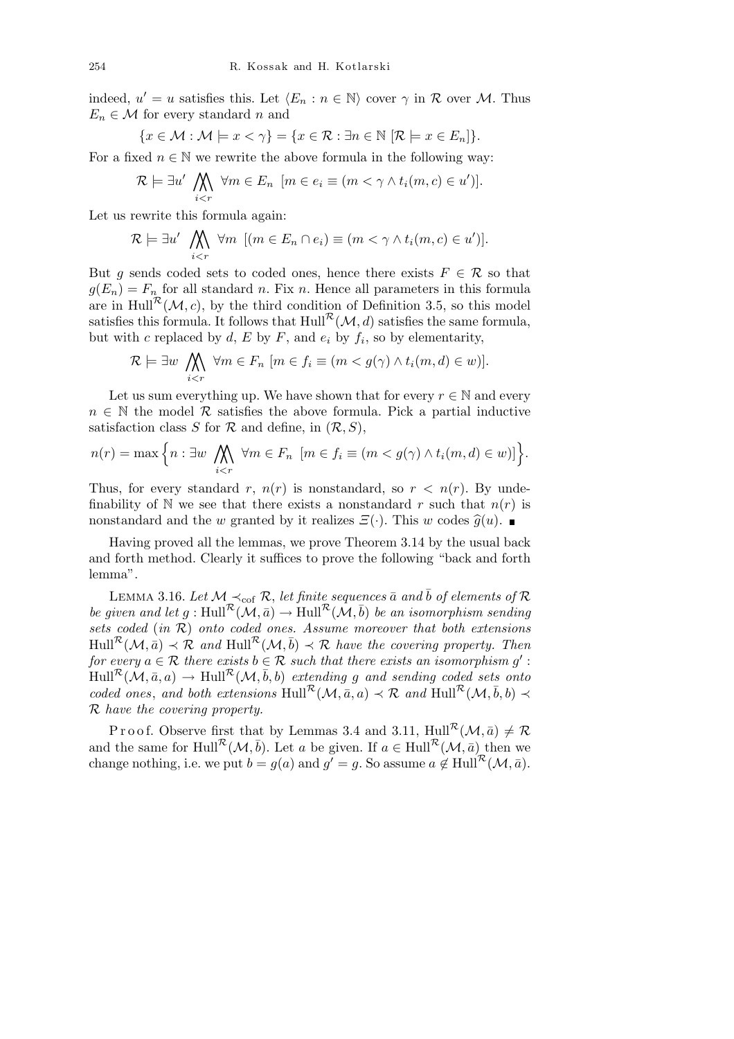indeed, $u' = u$ satisfies this. Let $\langle E_n : n \in \mathbb{N}\rangle$ cover $\gamma$ in $\mathcal{R}$ over $\mathcal{M}$. Thus $E_n \in \mathcal{M}$ for every standard $n$ and

$$\{x \in \mathcal{M} : \mathcal{M} \models x < \gamma\} = \{x \in \mathcal{R} : \exists n \in \mathbb{N}\ [\mathcal{R} \models x \in E_n]\}.$$

For a fixed $n \in \mathbb{N}$ we rewrite the above formula in the following way:

$$\mathcal{R} \models \exists u' \bigwedge\!\!\!\bigwedge_{i<r} \forall m \in E_n\ [m \in e_i \equiv (m < \gamma \wedge t_i(m,c) \in u')].$$

Let us rewrite this formula again:

$$\mathcal{R} \models \exists u' \bigwedge\!\!\!\bigwedge_{i<r} \forall m\ [(m \in E_n \cap e_i) \equiv (m < \gamma \wedge t_i(m,c) \in u')].$$

But $g$ sends coded sets to coded ones, hence there exists $F \in \mathcal{R}$ so that $g(E_n) = F_n$ for all standard $n$. Fix $n$. Hence all parameters in this formula are in $\mathrm{Hull}^{\mathcal{R}}(\mathcal{M}, c)$, by the third condition of Definition 3.5, so this model satisfies this formula. It follows that $\mathrm{Hull}^{\mathcal{R}}(\mathcal{M}, d)$ satisfies the same formula, but with $c$ replaced by $d$, $E$ by $F$, and $e_i$ by $f_i$, so by elementarity,

$$\mathcal{R} \models \exists w \bigwedge\!\!\!\bigwedge_{i<r} \forall m \in F_n\ [m \in f_i \equiv (m < g(\gamma) \wedge t_i(m,d) \in w)].$$

Let us sum everything up. We have shown that for every $r \in \mathbb{N}$ and every $n \in \mathbb{N}$ the model $\mathcal{R}$ satisfies the above formula. Pick a partial inductive satisfaction class $S$ for $\mathcal{R}$ and define, in $(\mathcal{R}, S)$,

$$n(r) = \max\Big\{n : \exists w \bigwedge\!\!\!\bigwedge_{i<r} \forall m \in F_n\ [m \in f_i \equiv (m < g(\gamma) \wedge t_i(m,d) \in w)]\Big\}.$$

Thus, for every standard $r$, $n(r)$ is nonstandard, so $r < n(r)$. By undefinability of $\mathbb{N}$ we see that there exists a nonstandard $r$ such that $n(r)$ is nonstandard and the $w$ granted by it realizes $\Xi(\cdot)$. This $w$ codes $\widehat{g}(u)$. ∎

Having proved all the lemmas, we prove Theorem 3.14 by the usual back and forth method. Clearly it suffices to prove the following "back and forth lemma".

Lemma 3.16. *Let $\mathcal{M} \prec_{\mathrm{cof}} \mathcal{R}$, let finite sequences $\bar{a}$ and $\bar{b}$ of elements of $\mathcal{R}$ be given and let $g : \mathrm{Hull}^{\mathcal{R}}(\mathcal{M}, \bar{a}) \to \mathrm{Hull}^{\mathcal{R}}(\mathcal{M}, \bar{b})$ be an isomorphism sending sets coded (in $\mathcal{R}$) onto coded ones. Assume moreover that both extensions $\mathrm{Hull}^{\mathcal{R}}(\mathcal{M}, \bar{a}) \prec \mathcal{R}$ and $\mathrm{Hull}^{\mathcal{R}}(\mathcal{M}, \bar{b}) \prec \mathcal{R}$ have the covering property. Then for every $a \in \mathcal{R}$ there exists $b \in \mathcal{R}$ such that there exists an isomorphism $g' : \mathrm{Hull}^{\mathcal{R}}(\mathcal{M}, \bar{a}, a) \to \mathrm{Hull}^{\mathcal{R}}(\mathcal{M}, \bar{b}, b)$ extending $g$ and sending coded sets onto coded ones, and both extensions $\mathrm{Hull}^{\mathcal{R}}(\mathcal{M}, \bar{a}, a) \prec \mathcal{R}$ and $\mathrm{Hull}^{\mathcal{R}}(\mathcal{M}, \bar{b}, b) \prec \mathcal{R}$ have the covering property.*

Proof. Observe first that by Lemmas 3.4 and 3.11, $\mathrm{Hull}^{\mathcal{R}}(\mathcal{M}, \bar{a}) \neq \mathcal{R}$ and the same for $\mathrm{Hull}^{\mathcal{R}}(\mathcal{M}, \bar{b})$. Let $a$ be given. If $a \in \mathrm{Hull}^{\mathcal{R}}(\mathcal{M}, \bar{a})$ then we change nothing, i.e. we put $b = g(a)$ and $g' = g$. So assume $a \notin \mathrm{Hull}^{\mathcal{R}}(\mathcal{M}, \bar{a})$.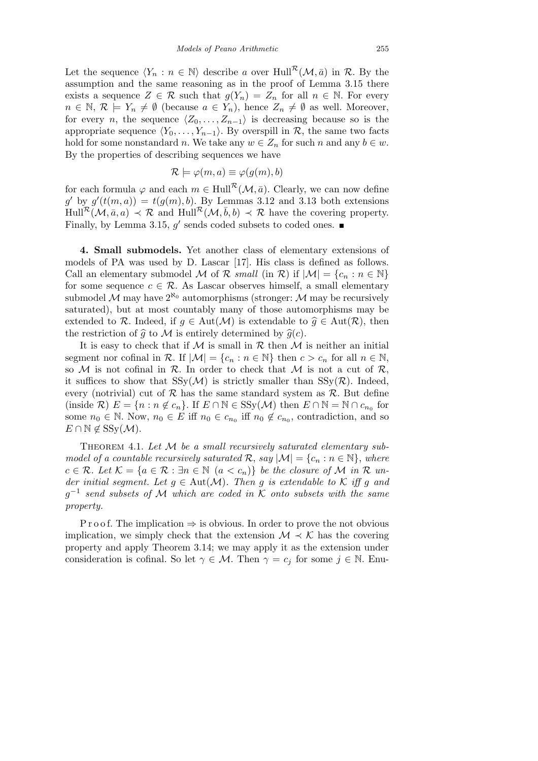Let the sequence $\langle Y_n : n \in \mathbb{N}\rangle$ describe $a$ over $\mathrm{Hull}^{\mathcal{R}}(\mathcal{M},\bar{a})$ in $\mathcal{R}$. By the assumption and the same reasoning as in the proof of Lemma 3.15 there exists a sequence $Z \in \mathcal{R}$ such that $g(Y_n) = Z_n$ for all $n \in \mathbb{N}$. For every $n \in \mathbb{N}$, $\mathcal{R} \models Y_n \neq \emptyset$ (because $a \in Y_n$), hence $Z_n \neq \emptyset$ as well. Moreover, for every $n$, the sequence $\langle Z_0,\ldots,Z_{n-1}\rangle$ is decreasing because so is the appropriate sequence $\langle Y_0,\ldots,Y_{n-1}\rangle$. By overspill in $\mathcal{R}$, the same two facts hold for some nonstandard $n$. We take any $w \in Z_n$ for such $n$ and any $b \in w$. By the properties of describing sequences we have

$$\mathcal{R} \models \varphi(m,a) \equiv \varphi(g(m),b)$$

for each formula $\varphi$ and each $m \in \mathrm{Hull}^{\mathcal{R}}(\mathcal{M},\bar{a})$. Clearly, we can now define $g'$ by $g'(t(m,a)) = t(g(m),b)$. By Lemmas 3.12 and 3.13 both extensions $\mathrm{Hull}^{\mathcal{R}}(\mathcal{M},\bar{a},a) \prec \mathcal{R}$ and $\mathrm{Hull}^{\mathcal{R}}(\mathcal{M},\bar{b},b) \prec \mathcal{R}$ have the covering property. Finally, by Lemma 3.15, $g'$ sends coded subsets to coded ones. ∎

**4. Small submodels.** Yet another class of elementary extensions of models of PA was used by D. Lascar [17]. His class is defined as follows. Call an elementary submodel $\mathcal{M}$ of $\mathcal{R}$ *small* (in $\mathcal{R}$) if $|\mathcal{M}| = \{c_n : n \in \mathbb{N}\}$ for some sequence $c \in \mathcal{R}$. As Lascar observes himself, a small elementary submodel $\mathcal{M}$ may have $2^{\aleph_0}$ automorphisms (stronger: $\mathcal{M}$ may be recursively saturated), but at most countably many of those automorphisms may be extended to $\mathcal{R}$. Indeed, if $g \in \mathrm{Aut}(\mathcal{M})$ is extendable to $\widehat{g} \in \mathrm{Aut}(\mathcal{R})$, then the restriction of $\widehat{g}$ to $\mathcal{M}$ is entirely determined by $\widehat{g}(c)$.

It is easy to check that if $\mathcal{M}$ is small in $\mathcal{R}$ then $\mathcal{M}$ is neither an initial segment nor cofinal in $\mathcal{R}$. If $|\mathcal{M}| = \{c_n : n \in \mathbb{N}\}$ then $c > c_n$ for all $n \in \mathbb{N}$, so $\mathcal{M}$ is not cofinal in $\mathcal{R}$. In order to check that $\mathcal{M}$ is not a cut of $\mathcal{R}$, it suffices to show that $\mathrm{SSy}(\mathcal{M})$ is strictly smaller than $\mathrm{SSy}(\mathcal{R})$. Indeed, every (notrivial) cut of $\mathcal{R}$ has the same standard system as $\mathcal{R}$. But define (inside $\mathcal{R}$) $E = \{n : n \notin c_n\}$. If $E \cap \mathbb{N} \in \mathrm{SSy}(\mathcal{M})$ then $E \cap \mathbb{N} = \mathbb{N} \cap c_{n_0}$ for some $n_0 \in \mathbb{N}$. Now, $n_0 \in E$ iff $n_0 \in c_{n_0}$ iff $n_0 \notin c_{n_0}$, contradiction, and so $E \cap \mathbb{N} \notin \mathrm{SSy}(\mathcal{M})$.

Theorem 4.1. *Let $\mathcal{M}$ be a small recursively saturated elementary submodel of a countable recursively saturated $\mathcal{R}$, say $|\mathcal{M}| = \{c_n : n \in \mathbb{N}\}$, where $c \in \mathcal{R}$. Let $\mathcal{K} = \{a \in \mathcal{R} : \exists n \in \mathbb{N}\ (a < c_n)\}$ be the closure of $\mathcal{M}$ in $\mathcal{R}$ under initial segment. Let $g \in \mathrm{Aut}(\mathcal{M})$. Then $g$ is extendable to $\mathcal{K}$ iff $g$ and $g^{-1}$ send subsets of $\mathcal{M}$ which are coded in $\mathcal{K}$ onto subsets with the same property.*

Proof. The implication $\Rightarrow$ is obvious. In order to prove the not obvious implication, we simply check that the extension $\mathcal{M} \prec \mathcal{K}$ has the covering property and apply Theorem 3.14; we may apply it as the extension under consideration is cofinal. So let $\gamma \in \mathcal{M}$. Then $\gamma = c_j$ for some $j \in \mathbb{N}$. Enu-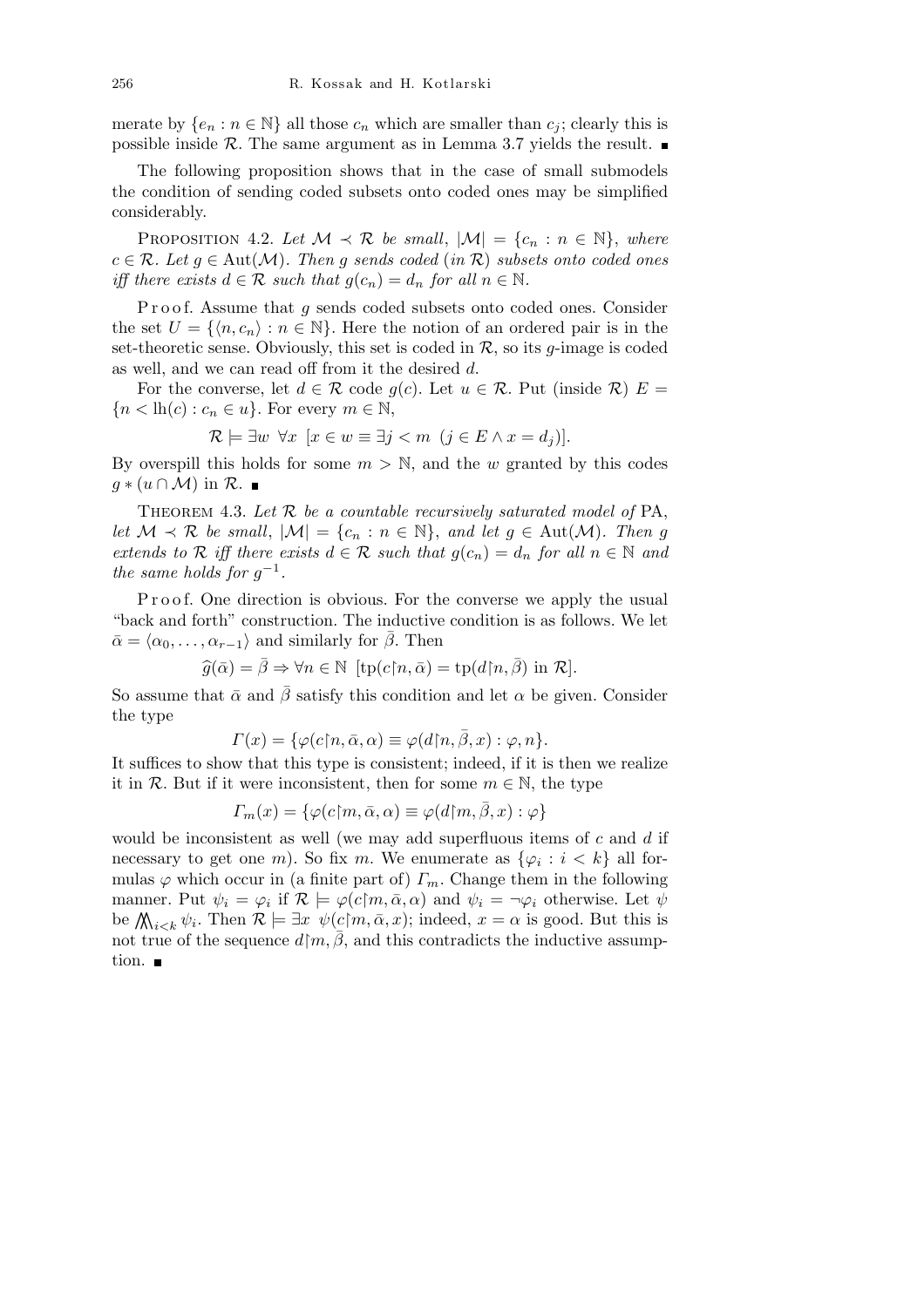merate by $\{e_n : n \in \mathbb{N}\}$ all those $c_n$ which are smaller than $c_j$; clearly this is possible inside $\mathcal{R}$. The same argument as in Lemma 3.7 yields the result. ∎

The following proposition shows that in the case of small submodels the condition of sending coded subsets onto coded ones may be simplified considerably.

PROPOSITION 4.2. *Let $\mathcal{M} \prec \mathcal{R}$ be small, $|\mathcal{M}| = \{c_n : n \in \mathbb{N}\}$, where $c \in \mathcal{R}$. Let $g \in \mathrm{Aut}(\mathcal{M})$. Then $g$ sends coded (in $\mathcal{R}$) subsets onto coded ones iff there exists $d \in \mathcal{R}$ such that $g(c_n) = d_n$ for all $n \in \mathbb{N}$.*

Proof. Assume that $g$ sends coded subsets onto coded ones. Consider the set $U = \{\langle n, c_n\rangle : n \in \mathbb{N}\}$. Here the notion of an ordered pair is in the set-theoretic sense. Obviously, this set is coded in $\mathcal{R}$, so its $g$-image is coded as well, and we can read off from it the desired $d$.

For the converse, let $d \in \mathcal{R}$ code $g(c)$. Let $u \in \mathcal{R}$. Put (inside $\mathcal{R}$) $E = \{n < \mathrm{lh}(c) : c_n \in u\}$. For every $m \in \mathbb{N}$,

$$\mathcal{R} \models \exists w\ \forall x\ [x \in w \equiv \exists j < m\ (j \in E \wedge x = d_j)].$$

By overspill this holds for some $m > \mathbb{N}$, and the $w$ granted by this codes $g * (u \cap \mathcal{M})$ in $\mathcal{R}$. ∎

THEOREM 4.3. *Let $\mathcal{R}$ be a countable recursively saturated model of* PA, *let $\mathcal{M} \prec \mathcal{R}$ be small, $|\mathcal{M}| = \{c_n : n \in \mathbb{N}\}$, and let $g \in \mathrm{Aut}(\mathcal{M})$. Then $g$ extends to $\mathcal{R}$ iff there exists $d \in \mathcal{R}$ such that $g(c_n) = d_n$ for all $n \in \mathbb{N}$ and the same holds for $g^{-1}$.*

Proof. One direction is obvious. For the converse we apply the usual "back and forth" construction. The inductive condition is as follows. We let $\bar{\alpha} = \langle \alpha_0, \ldots, \alpha_{r-1}\rangle$ and similarly for $\bar{\beta}$. Then

$$\widehat{g}(\bar{\alpha}) = \bar{\beta} \Rightarrow \forall n \in \mathbb{N}\ [\mathrm{tp}(c{\restriction}n, \bar{\alpha}) = \mathrm{tp}(d{\restriction}n, \bar{\beta}) \text{ in } \mathcal{R}].$$

So assume that $\bar{\alpha}$ and $\bar{\beta}$ satisfy this condition and let $\alpha$ be given. Consider the type

$$\Gamma(x) = \{\varphi(c{\restriction}n, \bar{\alpha}, \alpha) \equiv \varphi(d{\restriction}n, \bar{\beta}, x) : \varphi, n\}.$$

It suffices to show that this type is consistent; indeed, if it is then we realize it in $\mathcal{R}$. But if it were inconsistent, then for some $m \in \mathbb{N}$, the type

$$\Gamma_m(x) = \{\varphi(c{\restriction}m, \bar{\alpha}, \alpha) \equiv \varphi(d{\restriction}m, \bar{\beta}, x) : \varphi\}$$

would be inconsistent as well (we may add superfluous items of $c$ and $d$ if necessary to get one $m$). So fix $m$. We enumerate as $\{\varphi_i : i < k\}$ all formulas $\varphi$ which occur in (a finite part of) $\Gamma_m$. Change them in the following manner. Put $\psi_i = \varphi_i$ if $\mathcal{R} \models \varphi(c{\restriction}m, \bar{\alpha}, \alpha)$ and $\psi_i = \neg\varphi_i$ otherwise. Let $\psi$ be $\bigwedge_{i<k} \psi_i$. Then $\mathcal{R} \models \exists x\ \psi(c{\restriction}m, \bar{\alpha}, x)$; indeed, $x = \alpha$ is good. But this is not true of the sequence $d{\restriction}m, \bar{\beta}$, and this contradicts the inductive assumption. ∎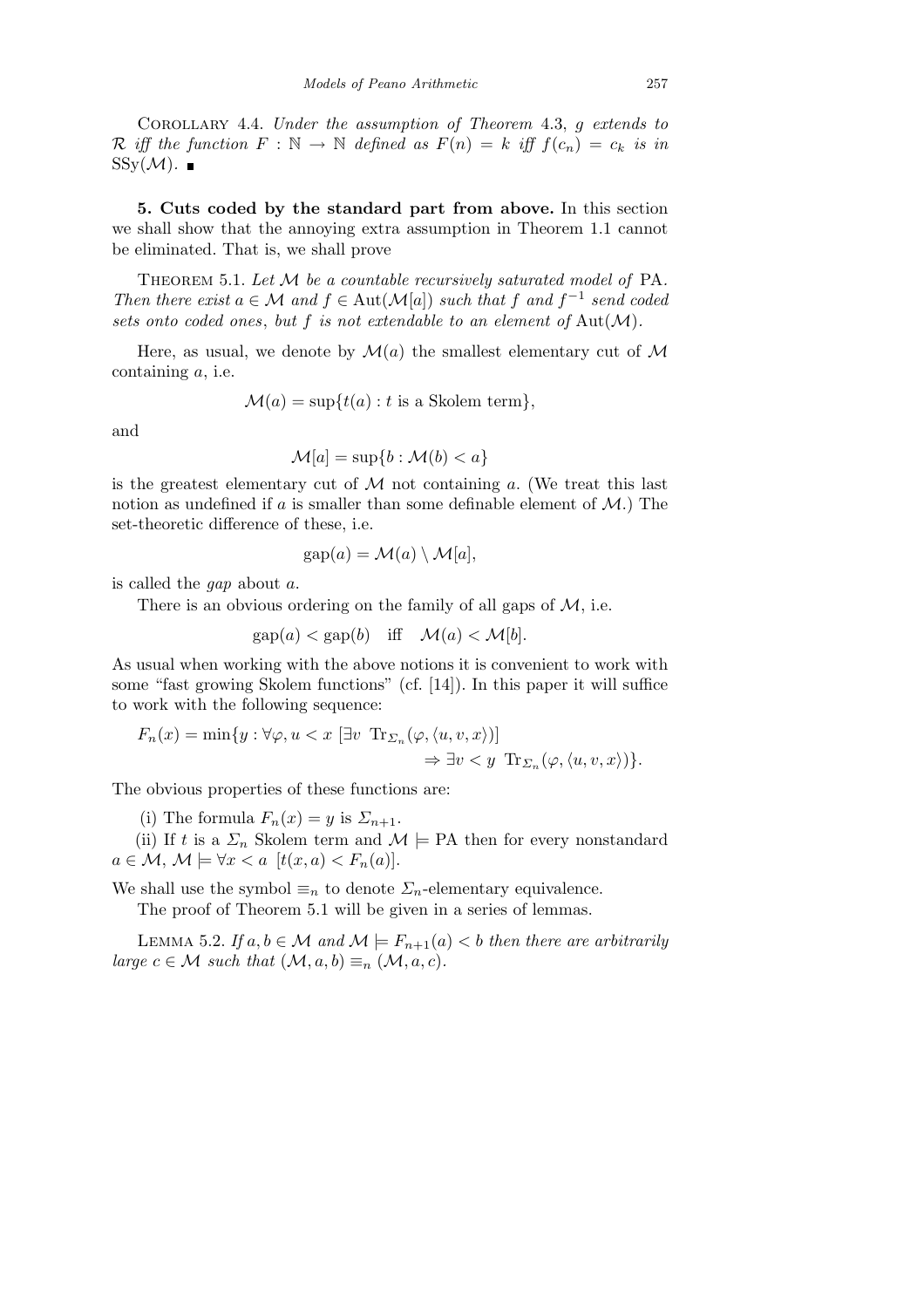Corollary 4.4. *Under the assumption of Theorem* 4.3, *g extends to* $\mathcal{R}$ *iff the function* $F : \mathbb{N} \to \mathbb{N}$ *defined as* $F(n) = k$ *iff* $f(c_n) = c_k$ *is in* $\mathrm{SSy}(\mathcal{M})$. ∎

**5. Cuts coded by the standard part from above.** In this section we shall show that the annoying extra assumption in Theorem 1.1 cannot be eliminated. That is, we shall prove

Theorem 5.1. *Let* $\mathcal{M}$ *be a countable recursively saturated model of* PA. *Then there exist* $a \in \mathcal{M}$ *and* $f \in \mathrm{Aut}(\mathcal{M}[a])$ *such that* $f$ *and* $f^{-1}$ *send coded sets onto coded ones*, *but* $f$ *is not extendable to an element of* $\mathrm{Aut}(\mathcal{M})$.

Here, as usual, we denote by $\mathcal{M}(a)$ the smallest elementary cut of $\mathcal{M}$ containing $a$, i.e.

$$\mathcal{M}(a) = \sup\{t(a) : t \text{ is a Skolem term}\},$$

and

$$\mathcal{M}[a] = \sup\{b : \mathcal{M}(b) < a\}$$

is the greatest elementary cut of $\mathcal{M}$ not containing $a$. (We treat this last notion as undefined if $a$ is smaller than some definable element of $\mathcal{M}$.) The set-theoretic difference of these, i.e.

$$\mathrm{gap}(a) = \mathcal{M}(a) \setminus \mathcal{M}[a],$$

is called the *gap* about $a$.

There is an obvious ordering on the family of all gaps of $\mathcal{M}$, i.e.

$$\mathrm{gap}(a) < \mathrm{gap}(b) \quad \text{iff} \quad \mathcal{M}(a) < \mathcal{M}[b].$$

As usual when working with the above notions it is convenient to work with some "fast growing Skolem functions" (cf. [14]). In this paper it will suffice to work with the following sequence:

$$F_n(x) = \min\{y : \forall \varphi, u < x\ [\exists v\ \mathrm{Tr}_{\Sigma_n}(\varphi, \langle u, v, x\rangle)] \Rightarrow \exists v < y\ \mathrm{Tr}_{\Sigma_n}(\varphi, \langle u, v, x\rangle)\}.$$

The obvious properties of these functions are:

(i) The formula $F_n(x) = y$ is $\Sigma_{n+1}$.

(ii) If $t$ is a $\Sigma_n$ Skolem term and $\mathcal{M} \models \mathrm{PA}$ then for every nonstandard $a \in \mathcal{M}$, $\mathcal{M} \models \forall x < a\ [t(x, a) < F_n(a)]$.

We shall use the symbol $\equiv_n$ to denote $\Sigma_n$-elementary equivalence.

The proof of Theorem 5.1 will be given in a series of lemmas.

Lemma 5.2. *If* $a, b \in \mathcal{M}$ *and* $\mathcal{M} \models F_{n+1}(a) < b$ *then there are arbitrarily large* $c \in \mathcal{M}$ *such that* $(\mathcal{M}, a, b) \equiv_n (\mathcal{M}, a, c)$.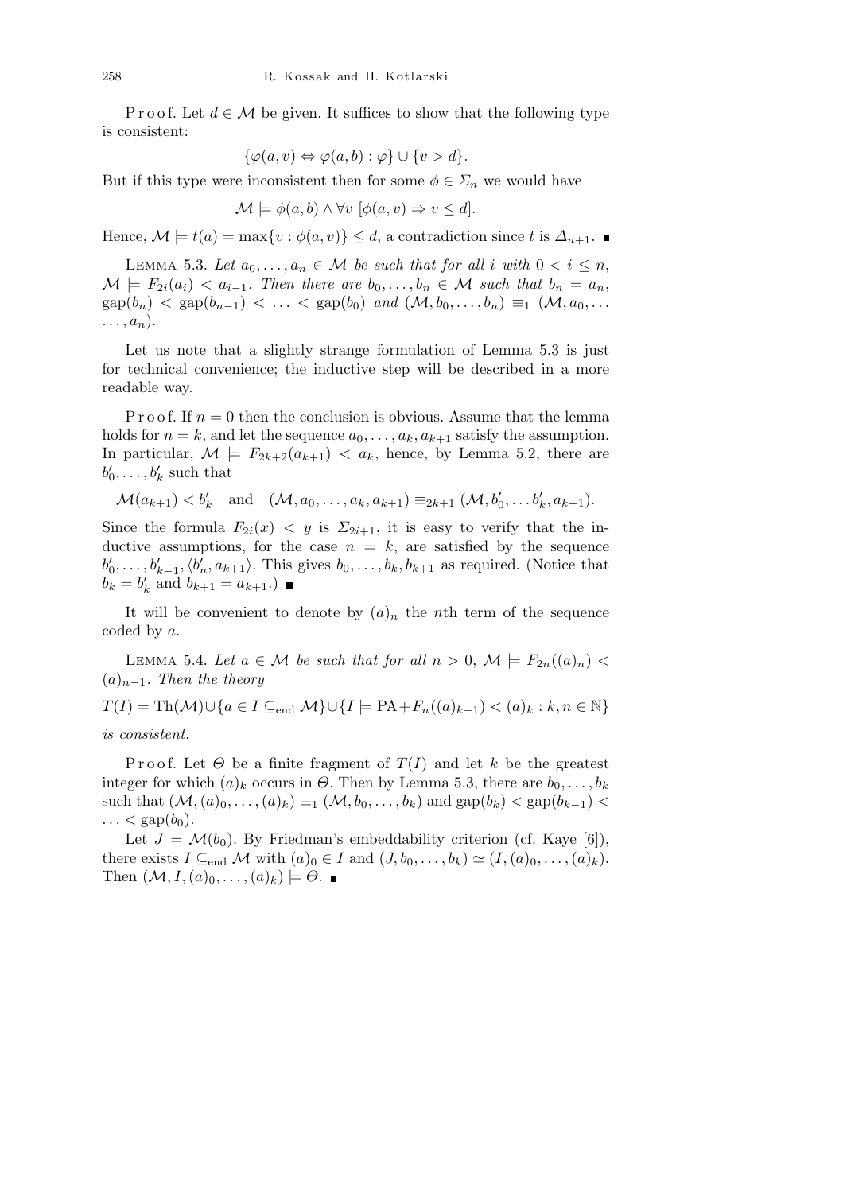Proof. Let $d \in \mathcal{M}$ be given. It suffices to show that the following type is consistent:

$$\{\varphi(a, v) \Leftrightarrow \varphi(a, b) : \varphi\} \cup \{v > d\}.$$

But if this type were inconsistent then for some $\phi \in \Sigma_n$ we would have

$$\mathcal{M} \models \phi(a, b) \wedge \forall v\ [\phi(a, v) \Rightarrow v \leq d].$$

Hence, $\mathcal{M} \models t(a) = \max\{v : \phi(a, v)\} \leq d$, a contradiction since $t$ is $\Delta_{n+1}$. ■

LEMMA 5.3. *Let $a_0, \ldots, a_n \in \mathcal{M}$ be such that for all $i$ with $0 < i \leq n$, $\mathcal{M} \models F_{2i}(a_i) < a_{i-1}$. Then there are $b_0, \ldots, b_n \in \mathcal{M}$ such that $b_n = a_n$, $\mathrm{gap}(b_n) < \mathrm{gap}(b_{n-1}) < \ldots < \mathrm{gap}(b_0)$ and $(\mathcal{M}, b_0, \ldots, b_n) \equiv_1 (\mathcal{M}, a_0, \ldots, a_n)$.*

Let us note that a slightly strange formulation of Lemma 5.3 is just for technical convenience; the inductive step will be described in a more readable way.

Proof. If $n = 0$ then the conclusion is obvious. Assume that the lemma holds for $n = k$, and let the sequence $a_0, \ldots, a_k, a_{k+1}$ satisfy the assumption. In particular, $\mathcal{M} \models F_{2k+2}(a_{k+1}) < a_k$, hence, by Lemma 5.2, there are $b'_0, \ldots, b'_k$ such that

$$\mathcal{M}(a_{k+1}) < b'_k \quad \text{and} \quad (\mathcal{M}, a_0, \ldots, a_k, a_{k+1}) \equiv_{2k+1} (\mathcal{M}, b'_0, \ldots b'_k, a_{k+1}).$$

Since the formula $F_{2i}(x) < y$ is $\Sigma_{2i+1}$, it is easy to verify that the inductive assumptions, for the case $n = k$, are satisfied by the sequence $b'_0, \ldots, b'_{k-1}, \langle b'_n, a_{k+1}\rangle$. This gives $b_0, \ldots, b_k, b_{k+1}$ as required. (Notice that $b_k = b'_k$ and $b_{k+1} = a_{k+1}$.) ■

It will be convenient to denote by $(a)_n$ the $n$th term of the sequence coded by $a$.

LEMMA 5.4. *Let $a \in \mathcal{M}$ be such that for all $n > 0$, $\mathcal{M} \models F_{2n}((a)_n) < (a)_{n-1}$. Then the theory*

$$T(I) = \mathrm{Th}(\mathcal{M}) \cup \{a \in I \subseteq_{\mathrm{end}} \mathcal{M}\} \cup \{I \models \mathrm{PA} + F_n((a)_{k+1}) < (a)_k : k, n \in \mathbb{N}\}$$

*is consistent.*

Proof. Let $\Theta$ be a finite fragment of $T(I)$ and let $k$ be the greatest integer for which $(a)_k$ occurs in $\Theta$. Then by Lemma 5.3, there are $b_0, \ldots, b_k$ such that $(\mathcal{M}, (a)_0, \ldots, (a)_k) \equiv_1 (\mathcal{M}, b_0, \ldots, b_k)$ and $\mathrm{gap}(b_k) < \mathrm{gap}(b_{k-1}) < \ldots < \mathrm{gap}(b_0)$.

Let $J = \mathcal{M}(b_0)$. By Friedman's embeddability criterion (cf. Kaye [6]), there exists $I \subseteq_{\mathrm{end}} \mathcal{M}$ with $(a)_0 \in I$ and $(J, b_0, \ldots, b_k) \simeq (I, (a)_0, \ldots, (a)_k)$. Then $(\mathcal{M}, I, (a)_0, \ldots, (a)_k) \models \Theta$. ■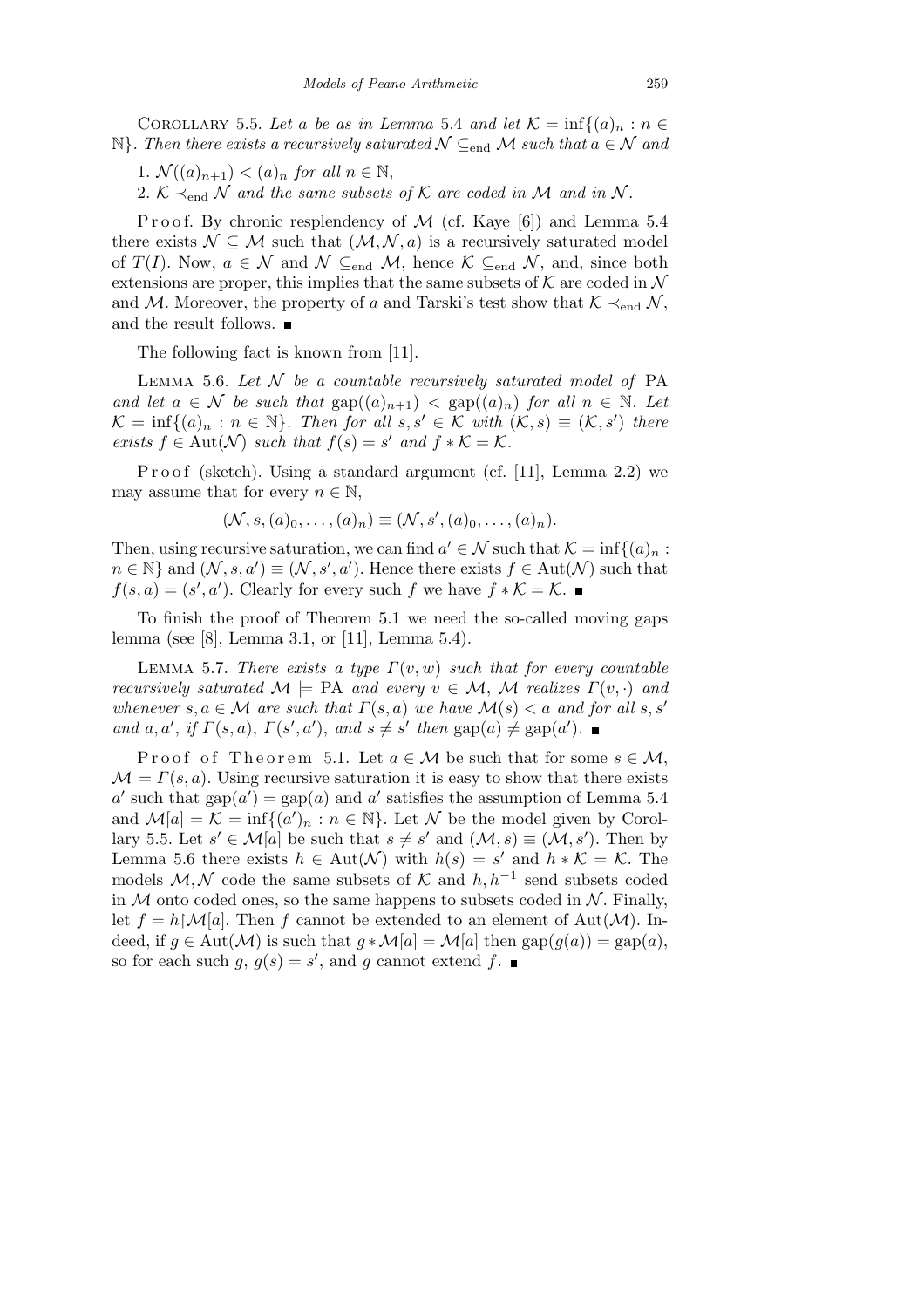Corollary 5.5. *Let $a$ be as in Lemma* 5.4 *and let $\mathcal{K} = \inf\{(a)_n : n \in \mathbb{N}\}$. Then there exists a recursively saturated $\mathcal{N} \subseteq_{\rm end} \mathcal{M}$ such that $a \in \mathcal{N}$ and*

1. *$\mathcal{N}((a)_{n+1}) < (a)_n$ for all $n \in \mathbb{N}$,*
2. *$\mathcal{K} \prec_{\rm end} \mathcal{N}$ and the same subsets of $\mathcal{K}$ are coded in $\mathcal{M}$ and in $\mathcal{N}$.*

Proof. By chronic resplendency of $\mathcal{M}$ (cf. Kaye [6]) and Lemma 5.4 there exists $\mathcal{N} \subseteq \mathcal{M}$ such that $(\mathcal{M}, \mathcal{N}, a)$ is a recursively saturated model of $T(I)$. Now, $a \in \mathcal{N}$ and $\mathcal{N} \subseteq_{\rm end} \mathcal{M}$, hence $\mathcal{K} \subseteq_{\rm end} \mathcal{N}$, and, since both extensions are proper, this implies that the same subsets of $\mathcal{K}$ are coded in $\mathcal{N}$ and $\mathcal{M}$. Moreover, the property of $a$ and Tarski's test show that $\mathcal{K} \prec_{\rm end} \mathcal{N}$, and the result follows. ∎

The following fact is known from [11].

Lemma 5.6. *Let $\mathcal{N}$ be a countable recursively saturated model of* PA *and let $a \in \mathcal{N}$ be such that $\mathrm{gap}((a)_{n+1}) < \mathrm{gap}((a)_n)$ for all $n \in \mathbb{N}$. Let $\mathcal{K} = \inf\{(a)_n : n \in \mathbb{N}\}$. Then for all $s, s' \in \mathcal{K}$ with $(\mathcal{K}, s) \equiv (\mathcal{K}, s')$ there exists $f \in \mathrm{Aut}(\mathcal{N})$ such that $f(s) = s'$ and $f * \mathcal{K} = \mathcal{K}$.*

Proof (sketch). Using a standard argument (cf. [11], Lemma 2.2) we may assume that for every $n \in \mathbb{N}$,

$$(\mathcal{N}, s, (a)_0, \ldots, (a)_n) \equiv (\mathcal{N}, s', (a)_0, \ldots, (a)_n).$$

Then, using recursive saturation, we can find $a' \in \mathcal{N}$ such that $\mathcal{K} = \inf\{(a)_n : n \in \mathbb{N}\}$ and $(\mathcal{N}, s, a') \equiv (\mathcal{N}, s', a')$. Hence there exists $f \in \mathrm{Aut}(\mathcal{N})$ such that $f(s, a) = (s', a')$. Clearly for every such $f$ we have $f * \mathcal{K} = \mathcal{K}$. ∎

To finish the proof of Theorem 5.1 we need the so-called moving gaps lemma (see [8], Lemma 3.1, or [11], Lemma 5.4).

Lemma 5.7. *There exists a type $\Gamma(v, w)$ such that for every countable recursively saturated $\mathcal{M} \models$ PA and every $v \in \mathcal{M}$, $\mathcal{M}$ realizes $\Gamma(v, \cdot)$ and whenever $s, a \in \mathcal{M}$ are such that $\Gamma(s, a)$ we have $\mathcal{M}(s) < a$ and for all $s, s'$ and $a, a'$, if $\Gamma(s, a)$, $\Gamma(s', a')$, and $s \neq s'$ then $\mathrm{gap}(a) \neq \mathrm{gap}(a')$.* ∎

Proof of Theorem 5.1. Let $a \in \mathcal{M}$ be such that for some $s \in \mathcal{M}$, $\mathcal{M} \models \Gamma(s, a)$. Using recursive saturation it is easy to show that there exists $a'$ such that $\mathrm{gap}(a') = \mathrm{gap}(a)$ and $a'$ satisfies the assumption of Lemma 5.4 and $\mathcal{M}[a] = \mathcal{K} = \inf\{(a')_n : n \in \mathbb{N}\}$. Let $\mathcal{N}$ be the model given by Corollary 5.5. Let $s' \in \mathcal{M}[a]$ be such that $s \neq s'$ and $(\mathcal{M}, s) \equiv (\mathcal{M}, s')$. Then by Lemma 5.6 there exists $h \in \mathrm{Aut}(\mathcal{N})$ with $h(s) = s'$ and $h * \mathcal{K} = \mathcal{K}$. The models $\mathcal{M}, \mathcal{N}$ code the same subsets of $\mathcal{K}$ and $h, h^{-1}$ send subsets coded in $\mathcal{M}$ onto coded ones, so the same happens to subsets coded in $\mathcal{N}$. Finally, let $f = h{\restriction}\mathcal{M}[a]$. Then $f$ cannot be extended to an element of $\mathrm{Aut}(\mathcal{M})$. Indeed, if $g \in \mathrm{Aut}(\mathcal{M})$ is such that $g * \mathcal{M}[a] = \mathcal{M}[a]$ then $\mathrm{gap}(g(a)) = \mathrm{gap}(a)$, so for each such $g$, $g(s) = s'$, and $g$ cannot extend $f$. ∎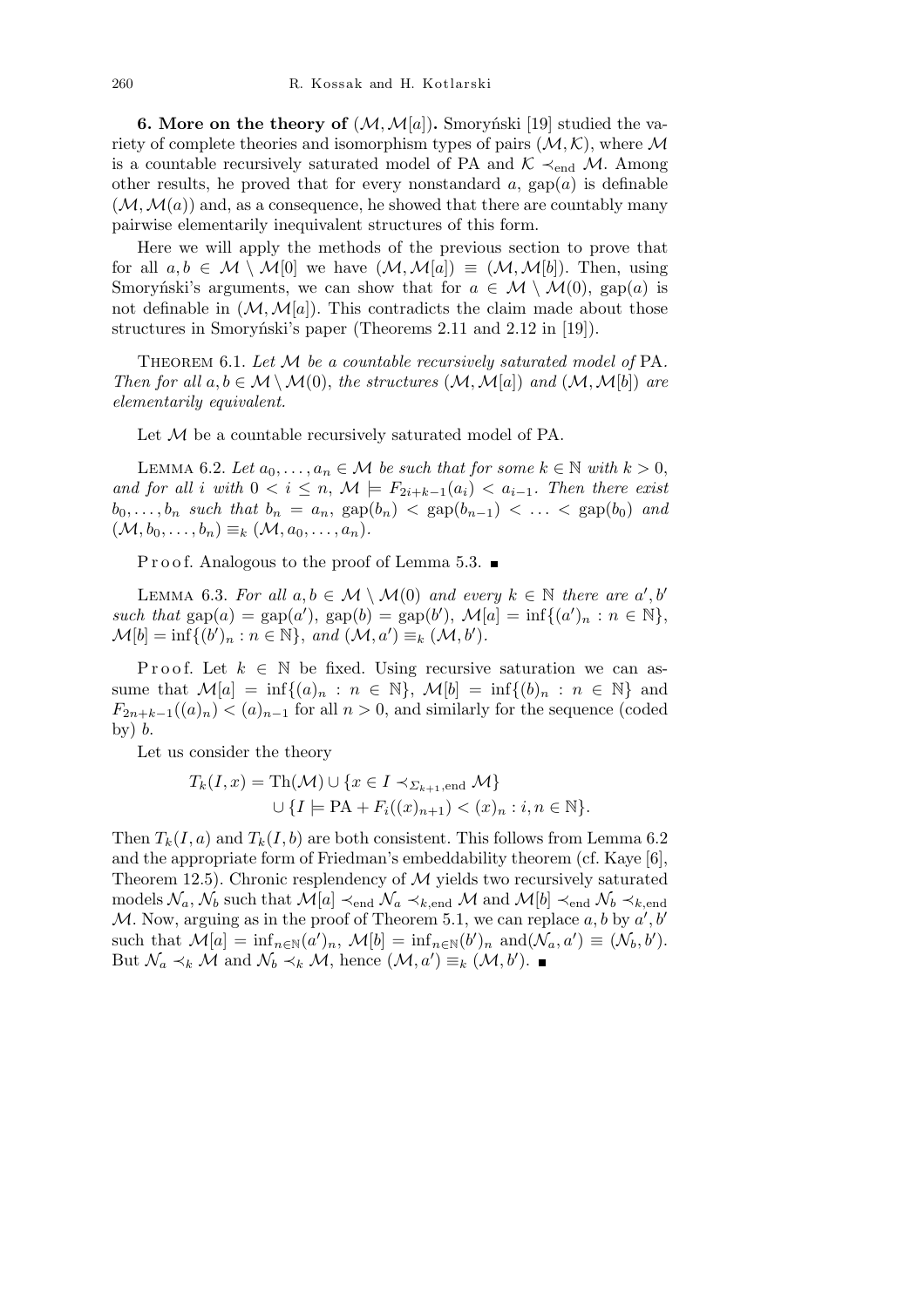**6. More on the theory of $(\mathcal{M}, \mathcal{M}[a])$.** Smoryński [19] studied the variety of complete theories and isomorphism types of pairs $(\mathcal{M}, \mathcal{K})$, where $\mathcal{M}$ is a countable recursively saturated model of PA and $\mathcal{K} \prec_{\text{end}} \mathcal{M}$. Among other results, he proved that for every nonstandard $a$, $\text{gap}(a)$ is definable $(\mathcal{M}, \mathcal{M}(a))$ and, as a consequence, he showed that there are countably many pairwise elementarily inequivalent structures of this form.

Here we will apply the methods of the previous section to prove that for all $a, b \in \mathcal{M} \setminus \mathcal{M}[0]$ we have $(\mathcal{M}, \mathcal{M}[a]) \equiv (\mathcal{M}, \mathcal{M}[b])$. Then, using Smoryński's arguments, we can show that for $a \in \mathcal{M} \setminus \mathcal{M}(0)$, $\text{gap}(a)$ is not definable in $(\mathcal{M}, \mathcal{M}[a])$. This contradicts the claim made about those structures in Smoryński's paper (Theorems 2.11 and 2.12 in [19]).

Theorem 6.1. *Let $\mathcal{M}$ be a countable recursively saturated model of* PA*. Then for all $a, b \in \mathcal{M} \setminus \mathcal{M}(0)$, the structures $(\mathcal{M}, \mathcal{M}[a])$ and $(\mathcal{M}, \mathcal{M}[b])$ are elementarily equivalent.*

Let $\mathcal{M}$ be a countable recursively saturated model of PA.

Lemma 6.2. *Let $a_0, \ldots, a_n \in \mathcal{M}$ be such that for some $k \in \mathbb{N}$ with $k > 0$, and for all $i$ with $0 < i \leq n$, $\mathcal{M} \models F_{2i+k-1}(a_i) < a_{i-1}$. Then there exist $b_0, \ldots, b_n$ such that $b_n = a_n$, $\text{gap}(b_n) < \text{gap}(b_{n-1}) < \ldots < \text{gap}(b_0)$ and $(\mathcal{M}, b_0, \ldots, b_n) \equiv_k (\mathcal{M}, a_0, \ldots, a_n)$.*

Proof. Analogous to the proof of Lemma 5.3. ∎

Lemma 6.3. *For all $a, b \in \mathcal{M} \setminus \mathcal{M}(0)$ and every $k \in \mathbb{N}$ there are $a', b'$ such that $\text{gap}(a) = \text{gap}(a')$, $\text{gap}(b) = \text{gap}(b')$, $\mathcal{M}[a] = \inf\{(a')_n : n \in \mathbb{N}\}$, $\mathcal{M}[b] = \inf\{(b')_n : n \in \mathbb{N}\}$, and $(\mathcal{M}, a') \equiv_k (\mathcal{M}, b')$.*

Proof. Let $k \in \mathbb{N}$ be fixed. Using recursive saturation we can assume that $\mathcal{M}[a] = \inf\{(a)_n : n \in \mathbb{N}\}$, $\mathcal{M}[b] = \inf\{(b)_n : n \in \mathbb{N}\}$ and $F_{2n+k-1}((a)_n) < (a)_{n-1}$ for all $n > 0$, and similarly for the sequence (coded by) $b$.

Let us consider the theory

$$T_k(I, x) = \text{Th}(\mathcal{M}) \cup \{x \in I \prec_{\Sigma_{k+1}, \text{end}} \mathcal{M}\} \\ \cup \{I \models \text{PA} + F_i((x)_{n+1}) < (x)_n : i, n \in \mathbb{N}\}.$$

Then $T_k(I, a)$ and $T_k(I, b)$ are both consistent. This follows from Lemma 6.2 and the appropriate form of Friedman's embeddability theorem (cf. Kaye [6], Theorem 12.5). Chronic resplendency of $\mathcal{M}$ yields two recursively saturated models $\mathcal{N}_a, \mathcal{N}_b$ such that $\mathcal{M}[a] \prec_{\text{end}} \mathcal{N}_a \prec_{k,\text{end}} \mathcal{M}$ and $\mathcal{M}[b] \prec_{\text{end}} \mathcal{N}_b \prec_{k,\text{end}} \mathcal{M}$. Now, arguing as in the proof of Theorem 5.1, we can replace $a, b$ by $a', b'$ such that $\mathcal{M}[a] = \inf_{n \in \mathbb{N}} (a')_n$, $\mathcal{M}[b] = \inf_{n \in \mathbb{N}} (b')_n$ and $(\mathcal{N}_a, a') \equiv (\mathcal{N}_b, b')$. But $\mathcal{N}_a \prec_k \mathcal{M}$ and $\mathcal{N}_b \prec_k \mathcal{M}$, hence $(\mathcal{M}, a') \equiv_k (\mathcal{M}, b')$. ∎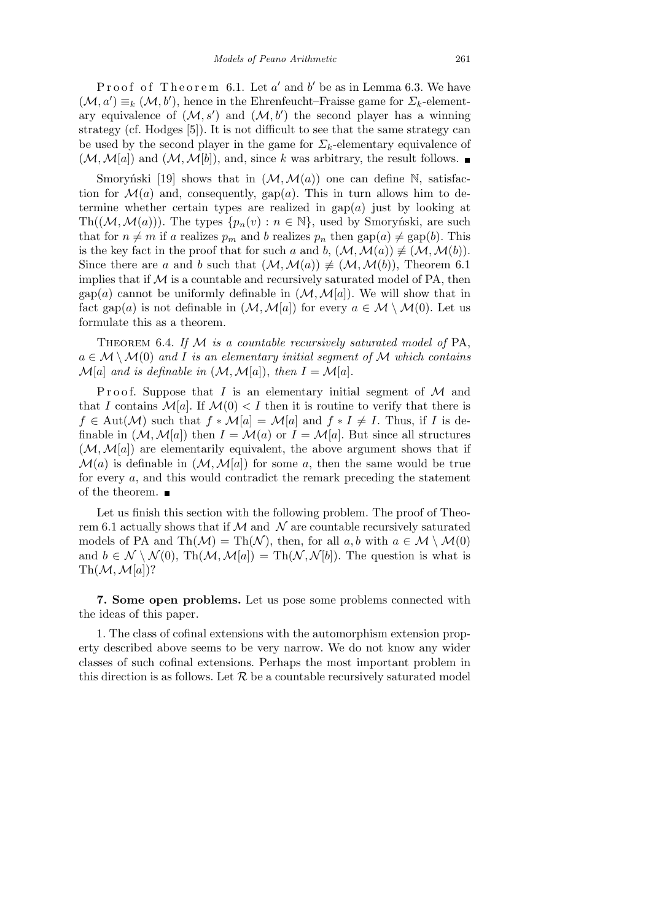Proof of Theorem 6.1. Let $a'$ and $b'$ be as in Lemma 6.3. We have $(\mathcal{M}, a') \equiv_k (\mathcal{M}, b')$, hence in the Ehrenfeucht–Fraisse game for $\Sigma_k$-elementary equivalence of $(\mathcal{M}, s')$ and $(\mathcal{M}, b')$ the second player has a winning strategy (cf. Hodges [5]). It is not difficult to see that the same strategy can be used by the second player in the game for $\Sigma_k$-elementary equivalence of $(\mathcal{M}, \mathcal{M}[a])$ and $(\mathcal{M}, \mathcal{M}[b])$, and, since $k$ was arbitrary, the result follows. ∎

Smoryński [19] shows that in $(\mathcal{M}, \mathcal{M}(a))$ one can define $\mathbb{N}$, satisfaction for $\mathcal{M}(a)$ and, consequently, $\text{gap}(a)$. This in turn allows him to determine whether certain types are realized in $\text{gap}(a)$ just by looking at $\text{Th}((\mathcal{M}, \mathcal{M}(a)))$. The types $\{p_n(v) : n \in \mathbb{N}\}$, used by Smoryński, are such that for $n \neq m$ if $a$ realizes $p_m$ and $b$ realizes $p_n$ then $\text{gap}(a) \neq \text{gap}(b)$. This is the key fact in the proof that for such $a$ and $b$, $(\mathcal{M}, \mathcal{M}(a)) \not\equiv (\mathcal{M}, \mathcal{M}(b))$. Since there are $a$ and $b$ such that $(\mathcal{M}, \mathcal{M}(a)) \not\equiv (\mathcal{M}, \mathcal{M}(b))$, Theorem 6.1 implies that if $\mathcal{M}$ is a countable and recursively saturated model of PA, then $\text{gap}(a)$ cannot be uniformly definable in $(\mathcal{M}, \mathcal{M}[a])$. We will show that in fact $\text{gap}(a)$ is not definable in $(\mathcal{M}, \mathcal{M}[a])$ for every $a \in \mathcal{M} \setminus \mathcal{M}(0)$. Let us formulate this as a theorem.

Theorem 6.4. *If $\mathcal{M}$ is a countable recursively saturated model of* PA, *$a \in \mathcal{M} \setminus \mathcal{M}(0)$ and $I$ is an elementary initial segment of $\mathcal{M}$ which contains $\mathcal{M}[a]$ and is definable in $(\mathcal{M}, \mathcal{M}[a])$, then $I = \mathcal{M}[a]$.*

Proof. Suppose that $I$ is an elementary initial segment of $\mathcal{M}$ and that $I$ contains $\mathcal{M}[a]$. If $\mathcal{M}(0) < I$ then it is routine to verify that there is $f \in \text{Aut}(\mathcal{M})$ such that $f * \mathcal{M}[a] = \mathcal{M}[a]$ and $f * I \neq I$. Thus, if $I$ is definable in $(\mathcal{M}, \mathcal{M}[a])$ then $I = \mathcal{M}(a)$ or $I = \mathcal{M}[a]$. But since all structures $(\mathcal{M}, \mathcal{M}[a])$ are elementarily equivalent, the above argument shows that if $\mathcal{M}(a)$ is definable in $(\mathcal{M}, \mathcal{M}[a])$ for some $a$, then the same would be true for every $a$, and this would contradict the remark preceding the statement of the theorem. ∎

Let us finish this section with the following problem. The proof of Theorem 6.1 actually shows that if $\mathcal{M}$ and $\mathcal{N}$ are countable recursively saturated models of PA and $\text{Th}(\mathcal{M}) = \text{Th}(\mathcal{N})$, then, for all $a, b$ with $a \in \mathcal{M} \setminus \mathcal{M}(0)$ and $b \in \mathcal{N} \setminus \mathcal{N}(0)$, $\text{Th}(\mathcal{M}, \mathcal{M}[a]) = \text{Th}(\mathcal{N}, \mathcal{N}[b])$. The question is what is $\text{Th}(\mathcal{M}, \mathcal{M}[a])$?

**7. Some open problems.** Let us pose some problems connected with the ideas of this paper.

1. The class of cofinal extensions with the automorphism extension property described above seems to be very narrow. We do not know any wider classes of such cofinal extensions. Perhaps the most important problem in this direction is as follows. Let $\mathcal{R}$ be a countable recursively saturated model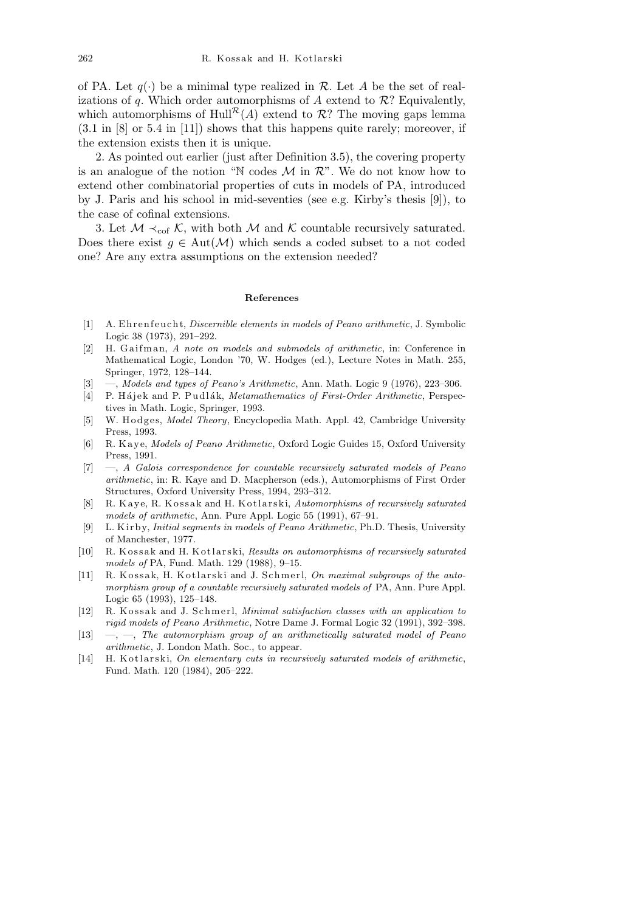of PA. Let $q(\cdot)$ be a minimal type realized in $\mathcal{R}$. Let $A$ be the set of realizations of $q$. Which order automorphisms of $A$ extend to $\mathcal{R}$? Equivalently, which automorphisms of $\mathrm{Hull}^{\mathcal{R}}(A)$ extend to $\mathcal{R}$? The moving gaps lemma (3.1 in [8] or 5.4 in [11]) shows that this happens quite rarely; moreover, if the extension exists then it is unique.

2. As pointed out earlier (just after Definition 3.5), the covering property is an analogue of the notion "$\mathbb{N}$ codes $\mathcal{M}$ in $\mathcal{R}$". We do not know how to extend other combinatorial properties of cuts in models of PA, introduced by J. Paris and his school in mid-seventies (see e.g. Kirby's thesis [9]), to the case of cofinal extensions.

3. Let $\mathcal{M} \prec_{\mathrm{cof}} \mathcal{K}$, with both $\mathcal{M}$ and $\mathcal{K}$ countable recursively saturated. Does there exist $g \in \mathrm{Aut}(\mathcal{M})$ which sends a coded subset to a not coded one? Are any extra assumptions on the extension needed?

#### References

[1] A. Ehrenfeucht, *Discernible elements in models of Peano arithmetic*, J. Symbolic Logic 38 (1973), 291–292.

[2] H. Gaifman, *A note on models and submodels of arithmetic*, in: Conference in Mathematical Logic, London '70, W. Hodges (ed.), Lecture Notes in Math. 255, Springer, 1972, 128–144.

[3] —, *Models and types of Peano's Arithmetic*, Ann. Math. Logic 9 (1976), 223–306.

[4] P. Hájek and P. Pudlák, *Metamathematics of First-Order Arithmetic*, Perspectives in Math. Logic, Springer, 1993.

[5] W. Hodges, *Model Theory*, Encyclopedia Math. Appl. 42, Cambridge University Press, 1993.

[6] R. Kaye, *Models of Peano Arithmetic*, Oxford Logic Guides 15, Oxford University Press, 1991.

[7] —, *A Galois correspondence for countable recursively saturated models of Peano arithmetic*, in: R. Kaye and D. Macpherson (eds.), Automorphisms of First Order Structures, Oxford University Press, 1994, 293–312.

[8] R. Kaye, R. Kossak and H. Kotlarski, *Automorphisms of recursively saturated models of arithmetic*, Ann. Pure Appl. Logic 55 (1991), 67–91.

[9] L. Kirby, *Initial segments in models of Peano Arithmetic*, Ph.D. Thesis, University of Manchester, 1977.

[10] R. Kossak and H. Kotlarski, *Results on automorphisms of recursively saturated models of* PA, Fund. Math. 129 (1988), 9–15.

[11] R. Kossak, H. Kotlarski and J. Schmerl, *On maximal subgroups of the automorphism group of a countable recursively saturated models of* PA, Ann. Pure Appl. Logic 65 (1993), 125–148.

[12] R. Kossak and J. Schmerl, *Minimal satisfaction classes with an application to rigid models of Peano Arithmetic*, Notre Dame J. Formal Logic 32 (1991), 392–398.

[13] —, —, *The automorphism group of an arithmetically saturated model of Peano arithmetic*, J. London Math. Soc., to appear.

[14] H. Kotlarski, *On elementary cuts in recursively saturated models of arithmetic*, Fund. Math. 120 (1984), 205–222.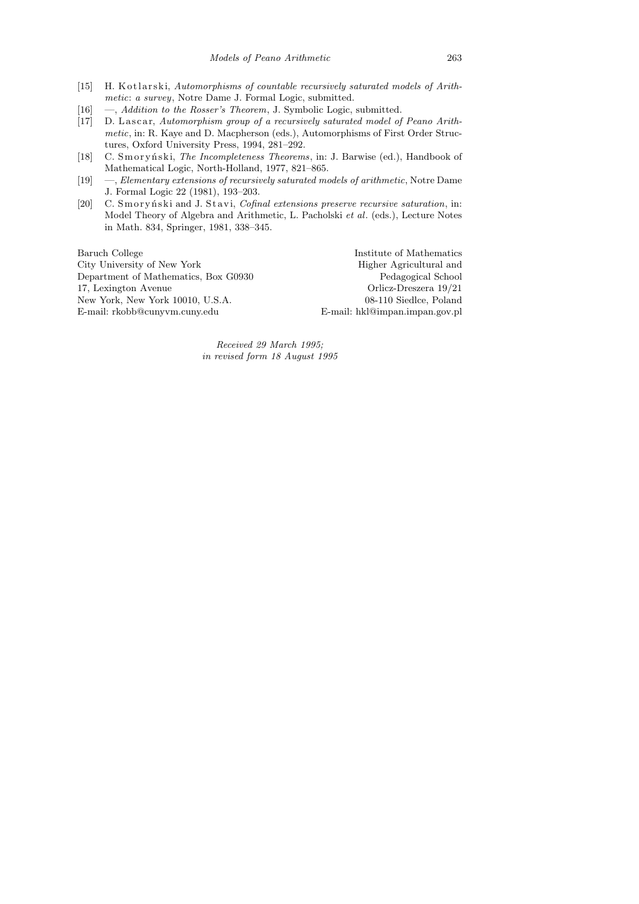[15] H. Kotlarski, *Automorphisms of countable recursively saturated models of Arithmetic: a survey*, Notre Dame J. Formal Logic, submitted.

[16] —, *Addition to the Rosser's Theorem*, J. Symbolic Logic, submitted.

[17] D. Lascar, *Automorphism group of a recursively saturated model of Peano Arithmetic*, in: R. Kaye and D. Macpherson (eds.), Automorphisms of First Order Structures, Oxford University Press, 1994, 281–292.

[18] C. Smoryński, *The Incompleteness Theorems*, in: J. Barwise (ed.), Handbook of Mathematical Logic, North-Holland, 1977, 821–865.

[19] —, *Elementary extensions of recursively saturated models of arithmetic*, Notre Dame J. Formal Logic 22 (1981), 193–203.

[20] C. Smoryński and J. Stavi, *Cofinal extensions preserve recursive saturation*, in: Model Theory of Algebra and Arithmetic, L. Pacholski *et al*. (eds.), Lecture Notes in Math. 834, Springer, 1981, 338–345.

Baruch College
City University of New York
Department of Mathematics, Box G0930
17, Lexington Avenue
New York, New York 10010, U.S.A.
E-mail: rkobb@cunyvm.cuny.edu

Institute of Mathematics
Higher Agricultural and
Pedagogical School
Orlicz-Dreszera 19/21
08-110 Siedlce, Poland
E-mail: hkl@impan.impan.gov.pl

*Received 29 March 1995;*
*in revised form 18 August 1995*